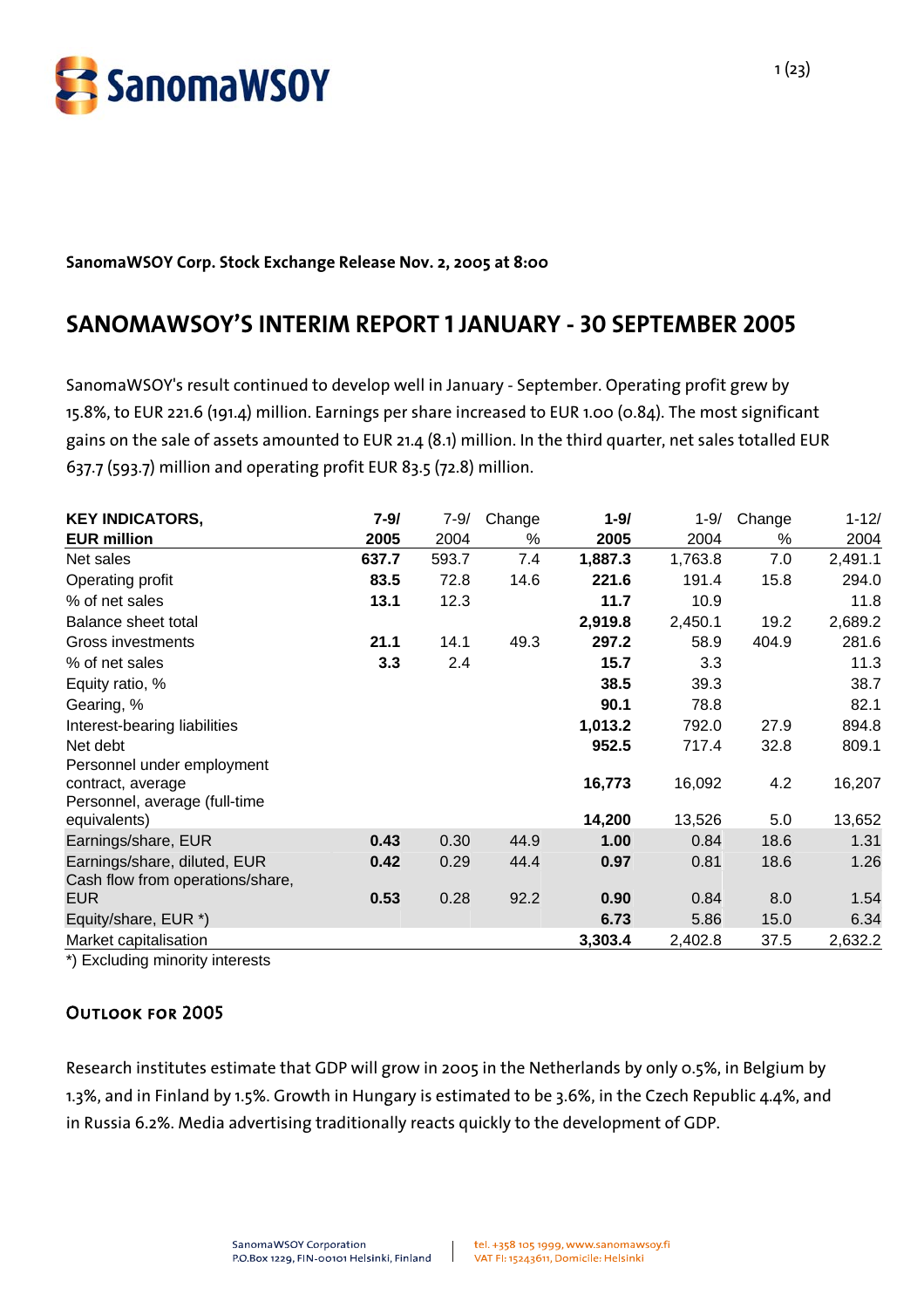**SanomaWSOY Corp. Stock Exchange Release Nov. 2, 2005 at 8:00**

# SANOMAWSOY'S INTERIM REPORT 1 JANUARY - 30 SEPTEMBER 2005

SanomaWSOY's result continued to develop well in January - September. Operating profit grew by 15.8%, to EUR 221.6 (191.4) million. Earnings per share increased to EUR 1.00 (0.84). The most significant gains on the sale of assets amounted to EUR 21.4 (8.1) million. In the third quarter, net sales totalled EUR 637.7 (593.7) million and operating profit EUR 83.5 (72.8) million.

| **KEY INDICATORS, EUR million** | **7-9/ 2005** | 7-9/ 2004 | Change % | **1-9/ 2005** | 1-9/ 2004 | Change % | 1-12/ 2004 |
|---|---|---|---|---|---|---|---|
| Net sales | **637.7** | 593.7 | 7.4 | **1,887.3** | 1,763.8 | 7.0 | 2,491.1 |
| Operating profit | **83.5** | 72.8 | 14.6 | **221.6** | 191.4 | 15.8 | 294.0 |
| % of net sales | **13.1** | 12.3 | | **11.7** | 10.9 | | 11.8 |
| Balance sheet total | | | | **2,919.8** | 2,450.1 | 19.2 | 2,689.2 |
| Gross investments | **21.1** | 14.1 | 49.3 | **297.2** | 58.9 | 404.9 | 281.6 |
| % of net sales | **3.3** | 2.4 | | **15.7** | 3.3 | | 11.3 |
| Equity ratio, % | | | | **38.5** | 39.3 | | 38.7 |
| Gearing, % | | | | **90.1** | 78.8 | | 82.1 |
| Interest-bearing liabilities | | | | **1,013.2** | 792.0 | 27.9 | 894.8 |
| Net debt | | | | **952.5** | 717.4 | 32.8 | 809.1 |
| Personnel under employment contract, average | | | | **16,773** | 16,092 | 4.2 | 16,207 |
| Personnel, average (full-time equivalents) | | | | **14,200** | 13,526 | 5.0 | 13,652 |
| Earnings/share, EUR | **0.43** | 0.30 | 44.9 | **1.00** | 0.84 | 18.6 | 1.31 |
| Earnings/share, diluted, EUR | **0.42** | 0.29 | 44.4 | **0.97** | 0.81 | 18.6 | 1.26 |
| Cash flow from operations/share, EUR | **0.53** | 0.28 | 92.2 | **0.90** | 0.84 | 8.0 | 1.54 |
| Equity/share, EUR *) | | | | **6.73** | 5.86 | 15.0 | 6.34 |
| Market capitalisation | | | | **3,303.4** | 2,402.8 | 37.5 | 2,632.2 |

*) Excluding minority interests

## OUTLOOK FOR 2005

Research institutes estimate that GDP will grow in 2005 in the Netherlands by only 0.5%, in Belgium by 1.3%, and in Finland by 1.5%. Growth in Hungary is estimated to be 3.6%, in the Czech Republic 4.4%, and in Russia 6.2%. Media advertising traditionally reacts quickly to the development of GDP.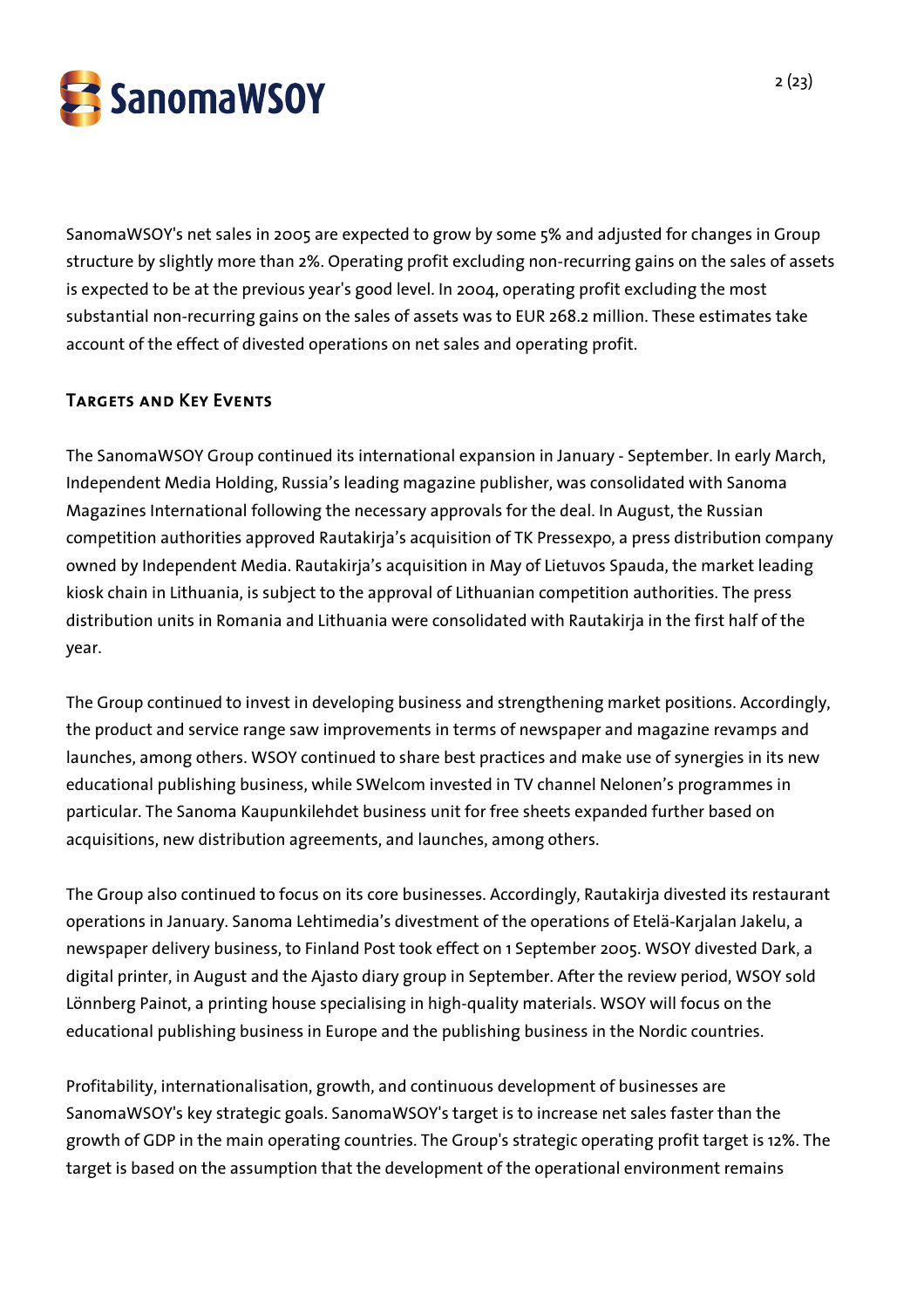SanomaWSOY's net sales in 2005 are expected to grow by some 5% and adjusted for changes in Group structure by slightly more than 2%. Operating profit excluding non-recurring gains on the sales of assets is expected to be at the previous year's good level. In 2004, operating profit excluding the most substantial non-recurring gains on the sales of assets was to EUR 268.2 million. These estimates take account of the effect of divested operations on net sales and operating profit.

## Targets and Key Events

The SanomaWSOY Group continued its international expansion in January - September. In early March, Independent Media Holding, Russia's leading magazine publisher, was consolidated with Sanoma Magazines International following the necessary approvals for the deal. In August, the Russian competition authorities approved Rautakirja's acquisition of TK Pressexpo, a press distribution company owned by Independent Media. Rautakirja's acquisition in May of Lietuvos Spauda, the market leading kiosk chain in Lithuania, is subject to the approval of Lithuanian competition authorities. The press distribution units in Romania and Lithuania were consolidated with Rautakirja in the first half of the year.

The Group continued to invest in developing business and strengthening market positions. Accordingly, the product and service range saw improvements in terms of newspaper and magazine revamps and launches, among others. WSOY continued to share best practices and make use of synergies in its new educational publishing business, while SWelcom invested in TV channel Nelonen's programmes in particular. The Sanoma Kaupunkilehdet business unit for free sheets expanded further based on acquisitions, new distribution agreements, and launches, among others.

The Group also continued to focus on its core businesses. Accordingly, Rautakirja divested its restaurant operations in January. Sanoma Lehtimedia's divestment of the operations of Etelä-Karjalan Jakelu, a newspaper delivery business, to Finland Post took effect on 1 September 2005. WSOY divested Dark, a digital printer, in August and the Ajasto diary group in September. After the review period, WSOY sold Lönnberg Painot, a printing house specialising in high-quality materials. WSOY will focus on the educational publishing business in Europe and the publishing business in the Nordic countries.

Profitability, internationalisation, growth, and continuous development of businesses are SanomaWSOY's key strategic goals. SanomaWSOY's target is to increase net sales faster than the growth of GDP in the main operating countries. The Group's strategic operating profit target is 12%. The target is based on the assumption that the development of the operational environment remains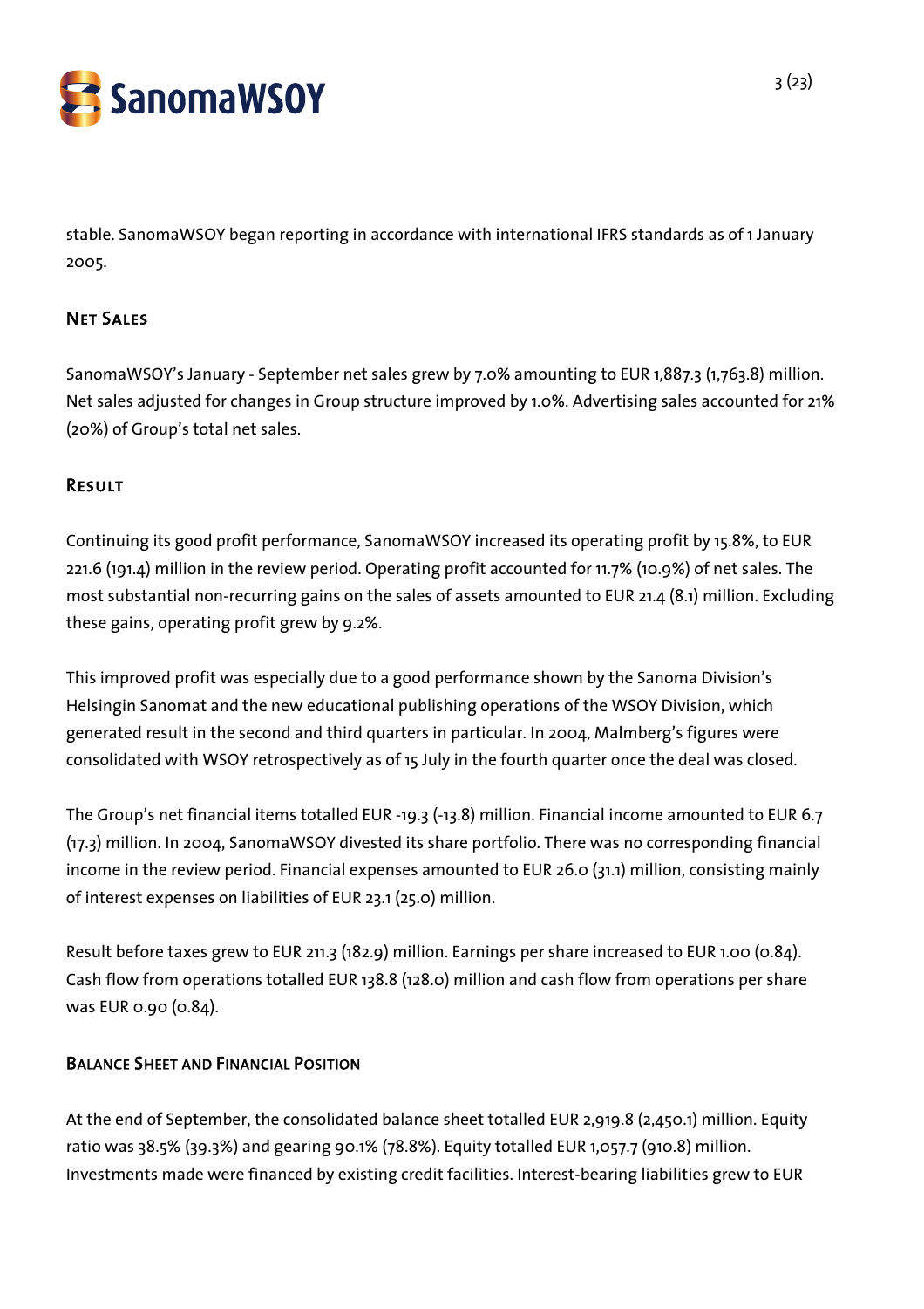stable. SanomaWSOY began reporting in accordance with international IFRS standards as of 1 January 2005.

## Net Sales

SanomaWSOY's January - September net sales grew by 7.0% amounting to EUR 1,887.3 (1,763.8) million. Net sales adjusted for changes in Group structure improved by 1.0%. Advertising sales accounted for 21% (20%) of Group's total net sales.

## Result

Continuing its good profit performance, SanomaWSOY increased its operating profit by 15.8%, to EUR 221.6 (191.4) million in the review period. Operating profit accounted for 11.7% (10.9%) of net sales. The most substantial non-recurring gains on the sales of assets amounted to EUR 21.4 (8.1) million. Excluding these gains, operating profit grew by 9.2%.

This improved profit was especially due to a good performance shown by the Sanoma Division's Helsingin Sanomat and the new educational publishing operations of the WSOY Division, which generated result in the second and third quarters in particular. In 2004, Malmberg's figures were consolidated with WSOY retrospectively as of 15 July in the fourth quarter once the deal was closed.

The Group's net financial items totalled EUR -19.3 (-13.8) million. Financial income amounted to EUR 6.7 (17.3) million. In 2004, SanomaWSOY divested its share portfolio. There was no corresponding financial income in the review period. Financial expenses amounted to EUR 26.0 (31.1) million, consisting mainly of interest expenses on liabilities of EUR 23.1 (25.0) million.

Result before taxes grew to EUR 211.3 (182.9) million. Earnings per share increased to EUR 1.00 (0.84). Cash flow from operations totalled EUR 138.8 (128.0) million and cash flow from operations per share was EUR 0.90 (0.84).

## Balance Sheet and Financial Position

At the end of September, the consolidated balance sheet totalled EUR 2,919.8 (2,450.1) million. Equity ratio was 38.5% (39.3%) and gearing 90.1% (78.8%). Equity totalled EUR 1,057.7 (910.8) million. Investments made were financed by existing credit facilities. Interest-bearing liabilities grew to EUR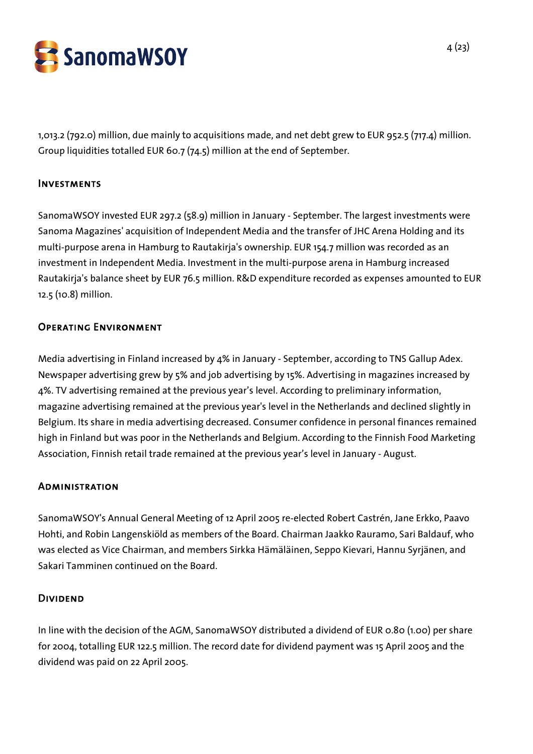1,013.2 (792.0) million, due mainly to acquisitions made, and net debt grew to EUR 952.5 (717.4) million. Group liquidities totalled EUR 60.7 (74.5) million at the end of September.

## Investments

SanomaWSOY invested EUR 297.2 (58.9) million in January - September. The largest investments were Sanoma Magazines' acquisition of Independent Media and the transfer of JHC Arena Holding and its multi-purpose arena in Hamburg to Rautakirja's ownership. EUR 154.7 million was recorded as an investment in Independent Media. Investment in the multi-purpose arena in Hamburg increased Rautakirja's balance sheet by EUR 76.5 million. R&D expenditure recorded as expenses amounted to EUR 12.5 (10.8) million.

## Operating Environment

Media advertising in Finland increased by 4% in January - September, according to TNS Gallup Adex. Newspaper advertising grew by 5% and job advertising by 15%. Advertising in magazines increased by 4%. TV advertising remained at the previous year's level. According to preliminary information, magazine advertising remained at the previous year's level in the Netherlands and declined slightly in Belgium. Its share in media advertising decreased. Consumer confidence in personal finances remained high in Finland but was poor in the Netherlands and Belgium. According to the Finnish Food Marketing Association, Finnish retail trade remained at the previous year's level in January - August.

## Administration

SanomaWSOY's Annual General Meeting of 12 April 2005 re-elected Robert Castrén, Jane Erkko, Paavo Hohti, and Robin Langenskiöld as members of the Board. Chairman Jaakko Rauramo, Sari Baldauf, who was elected as Vice Chairman, and members Sirkka Hämäläinen, Seppo Kievari, Hannu Syrjänen, and Sakari Tamminen continued on the Board.

## Dividend

In line with the decision of the AGM, SanomaWSOY distributed a dividend of EUR 0.80 (1.00) per share for 2004, totalling EUR 122.5 million. The record date for dividend payment was 15 April 2005 and the dividend was paid on 22 April 2005.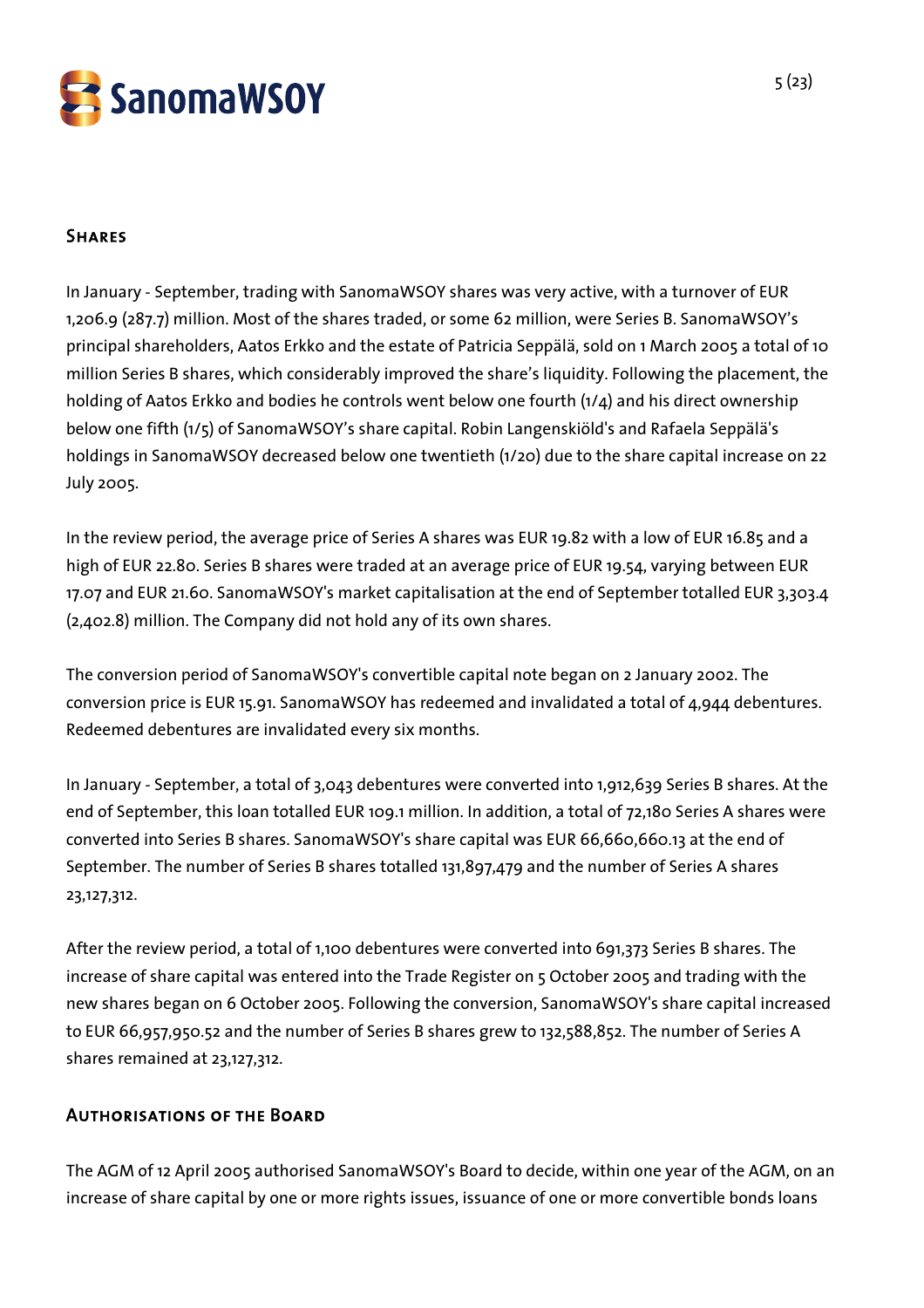## Shares

In January - September, trading with SanomaWSOY shares was very active, with a turnover of EUR 1,206.9 (287.7) million. Most of the shares traded, or some 62 million, were Series B. SanomaWSOY's principal shareholders, Aatos Erkko and the estate of Patricia Seppälä, sold on 1 March 2005 a total of 10 million Series B shares, which considerably improved the share's liquidity. Following the placement, the holding of Aatos Erkko and bodies he controls went below one fourth (1/4) and his direct ownership below one fifth (1/5) of SanomaWSOY's share capital. Robin Langenskiöld's and Rafaela Seppälä's holdings in SanomaWSOY decreased below one twentieth (1/20) due to the share capital increase on 22 July 2005.

In the review period, the average price of Series A shares was EUR 19.82 with a low of EUR 16.85 and a high of EUR 22.80. Series B shares were traded at an average price of EUR 19.54, varying between EUR 17.07 and EUR 21.60. SanomaWSOY's market capitalisation at the end of September totalled EUR 3,303.4 (2,402.8) million. The Company did not hold any of its own shares.

The conversion period of SanomaWSOY's convertible capital note began on 2 January 2002. The conversion price is EUR 15.91. SanomaWSOY has redeemed and invalidated a total of 4,944 debentures. Redeemed debentures are invalidated every six months.

In January - September, a total of 3,043 debentures were converted into 1,912,639 Series B shares. At the end of September, this loan totalled EUR 109.1 million. In addition, a total of 72,180 Series A shares were converted into Series B shares. SanomaWSOY's share capital was EUR 66,660,660.13 at the end of September. The number of Series B shares totalled 131,897,479 and the number of Series A shares 23,127,312.

After the review period, a total of 1,100 debentures were converted into 691,373 Series B shares. The increase of share capital was entered into the Trade Register on 5 October 2005 and trading with the new shares began on 6 October 2005. Following the conversion, SanomaWSOY's share capital increased to EUR 66,957,950.52 and the number of Series B shares grew to 132,588,852. The number of Series A shares remained at 23,127,312.

## Authorisations of the Board

The AGM of 12 April 2005 authorised SanomaWSOY's Board to decide, within one year of the AGM, on an increase of share capital by one or more rights issues, issuance of one or more convertible bonds loans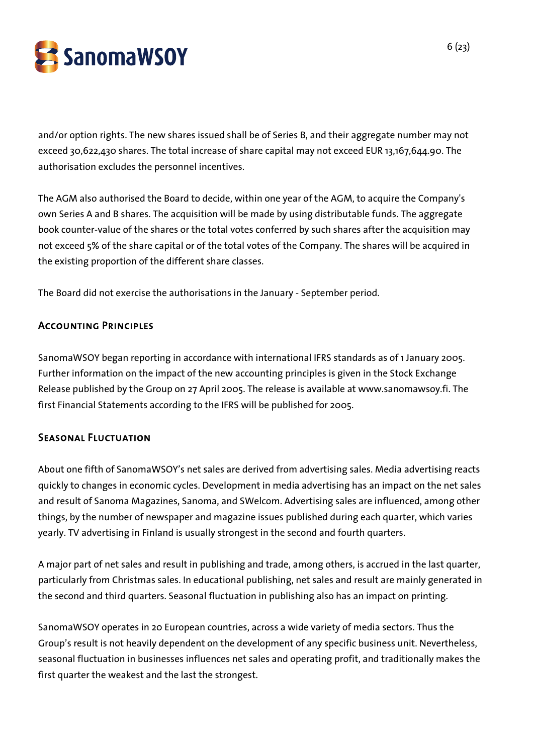and/or option rights. The new shares issued shall be of Series B, and their aggregate number may not exceed 30,622,430 shares. The total increase of share capital may not exceed EUR 13,167,644.90. The authorisation excludes the personnel incentives.

The AGM also authorised the Board to decide, within one year of the AGM, to acquire the Company's own Series A and B shares. The acquisition will be made by using distributable funds. The aggregate book counter-value of the shares or the total votes conferred by such shares after the acquisition may not exceed 5% of the share capital or of the total votes of the Company. The shares will be acquired in the existing proportion of the different share classes.

The Board did not exercise the authorisations in the January - September period.

## Accounting Principles

SanomaWSOY began reporting in accordance with international IFRS standards as of 1 January 2005. Further information on the impact of the new accounting principles is given in the Stock Exchange Release published by the Group on 27 April 2005. The release is available at www.sanomawsoy.fi. The first Financial Statements according to the IFRS will be published for 2005.

## Seasonal Fluctuation

About one fifth of SanomaWSOY's net sales are derived from advertising sales. Media advertising reacts quickly to changes in economic cycles. Development in media advertising has an impact on the net sales and result of Sanoma Magazines, Sanoma, and SWelcom. Advertising sales are influenced, among other things, by the number of newspaper and magazine issues published during each quarter, which varies yearly. TV advertising in Finland is usually strongest in the second and fourth quarters.

A major part of net sales and result in publishing and trade, among others, is accrued in the last quarter, particularly from Christmas sales. In educational publishing, net sales and result are mainly generated in the second and third quarters. Seasonal fluctuation in publishing also has an impact on printing.

SanomaWSOY operates in 20 European countries, across a wide variety of media sectors. Thus the Group's result is not heavily dependent on the development of any specific business unit. Nevertheless, seasonal fluctuation in businesses influences net sales and operating profit, and traditionally makes the first quarter the weakest and the last the strongest.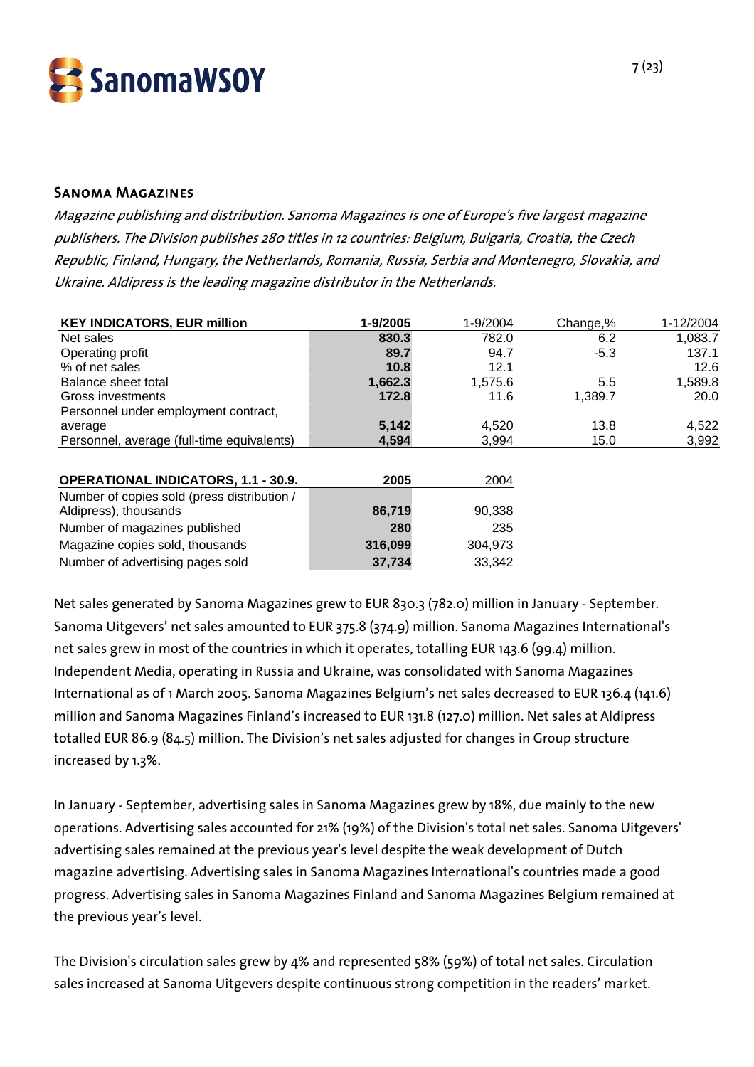## Sanoma Magazines

*Magazine publishing and distribution. Sanoma Magazines is one of Europe's five largest magazine publishers. The Division publishes 280 titles in 12 countries: Belgium, Bulgaria, Croatia, the Czech Republic, Finland, Hungary, the Netherlands, Romania, Russia, Serbia and Montenegro, Slovakia, and Ukraine. Aldipress is the leading magazine distributor in the Netherlands.*

| **KEY INDICATORS, EUR million** | **1-9/2005** | 1-9/2004 | Change,% | 1-12/2004 |
|---|---|---|---|---|
| Net sales | **830.3** | 782.0 | 6.2 | 1,083.7 |
| Operating profit | **89.7** | 94.7 | -5.3 | 137.1 |
| % of net sales | **10.8** | 12.1 | | 12.6 |
| Balance sheet total | **1,662.3** | 1,575.6 | 5.5 | 1,589.8 |
| Gross investments | **172.8** | 11.6 | 1,389.7 | 20.0 |
| Personnel under employment contract, average | **5,142** | 4,520 | 13.8 | 4,522 |
| Personnel, average (full-time equivalents) | **4,594** | 3,994 | 15.0 | 3,992 |

| **OPERATIONAL INDICATORS, 1.1 - 30.9.** | **2005** | 2004 |
|---|---|---|
| Number of copies sold (press distribution / Aldipress), thousands | **86,719** | 90,338 |
| Number of magazines published | **280** | 235 |
| Magazine copies sold, thousands | **316,099** | 304,973 |
| Number of advertising pages sold | **37,734** | 33,342 |

Net sales generated by Sanoma Magazines grew to EUR 830.3 (782.0) million in January - September. Sanoma Uitgevers' net sales amounted to EUR 375.8 (374.9) million. Sanoma Magazines International's net sales grew in most of the countries in which it operates, totalling EUR 143.6 (99.4) million. Independent Media, operating in Russia and Ukraine, was consolidated with Sanoma Magazines International as of 1 March 2005. Sanoma Magazines Belgium's net sales decreased to EUR 136.4 (141.6) million and Sanoma Magazines Finland's increased to EUR 131.8 (127.0) million. Net sales at Aldipress totalled EUR 86.9 (84.5) million. The Division's net sales adjusted for changes in Group structure increased by 1.3%.

In January - September, advertising sales in Sanoma Magazines grew by 18%, due mainly to the new operations. Advertising sales accounted for 21% (19%) of the Division's total net sales. Sanoma Uitgevers' advertising sales remained at the previous year's level despite the weak development of Dutch magazine advertising. Advertising sales in Sanoma Magazines International's countries made a good progress. Advertising sales in Sanoma Magazines Finland and Sanoma Magazines Belgium remained at the previous year's level.

The Division's circulation sales grew by 4% and represented 58% (59%) of total net sales. Circulation sales increased at Sanoma Uitgevers despite continuous strong competition in the readers' market.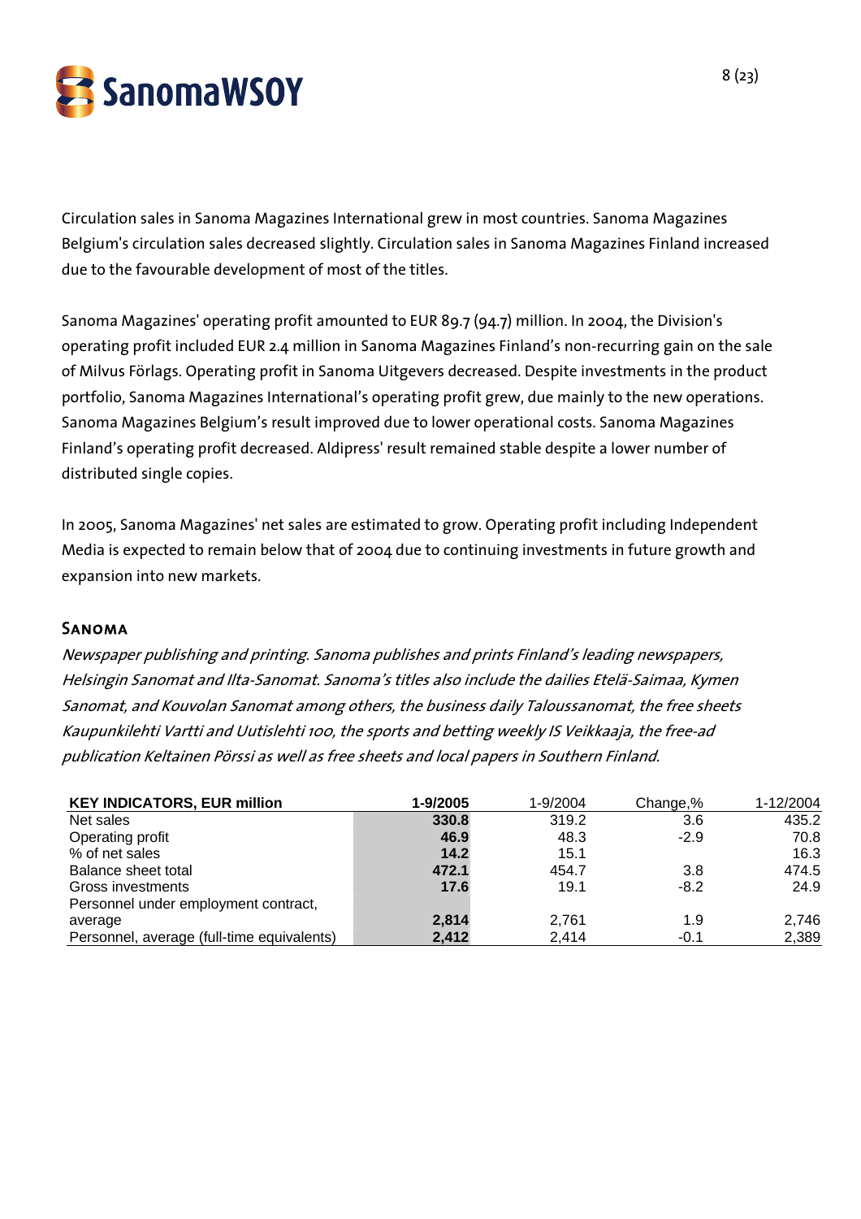Circulation sales in Sanoma Magazines International grew in most countries. Sanoma Magazines Belgium's circulation sales decreased slightly. Circulation sales in Sanoma Magazines Finland increased due to the favourable development of most of the titles.

Sanoma Magazines' operating profit amounted to EUR 89.7 (94.7) million. In 2004, the Division's operating profit included EUR 2.4 million in Sanoma Magazines Finland's non-recurring gain on the sale of Milvus Förlags. Operating profit in Sanoma Uitgevers decreased. Despite investments in the product portfolio, Sanoma Magazines International's operating profit grew, due mainly to the new operations. Sanoma Magazines Belgium's result improved due to lower operational costs. Sanoma Magazines Finland's operating profit decreased. Aldipress' result remained stable despite a lower number of distributed single copies.

In 2005, Sanoma Magazines' net sales are estimated to grow. Operating profit including Independent Media is expected to remain below that of 2004 due to continuing investments in future growth and expansion into new markets.

## Sanoma

*Newspaper publishing and printing. Sanoma publishes and prints Finland's leading newspapers, Helsingin Sanomat and Ilta-Sanomat. Sanoma's titles also include the dailies Etelä-Saimaa, Kymen Sanomat, and Kouvolan Sanomat among others, the business daily Taloussanomat, the free sheets Kaupunkilehti Vartti and Uutislehti 100, the sports and betting weekly IS Veikkaaja, the free-ad publication Keltainen Pörssi as well as free sheets and local papers in Southern Finland.*

| **KEY INDICATORS, EUR million** | **1-9/2005** | 1-9/2004 | Change,% | 1-12/2004 |
|---|---|---|---|---|
| Net sales | **330.8** | 319.2 | 3.6 | 435.2 |
| Operating profit | **46.9** | 48.3 | -2.9 | 70.8 |
| % of net sales | **14.2** | 15.1 | | 16.3 |
| Balance sheet total | **472.1** | 454.7 | 3.8 | 474.5 |
| Gross investments | **17.6** | 19.1 | -8.2 | 24.9 |
| Personnel under employment contract, average | **2,814** | 2,761 | 1.9 | 2,746 |
| Personnel, average (full-time equivalents) | **2,412** | 2,414 | -0.1 | 2,389 |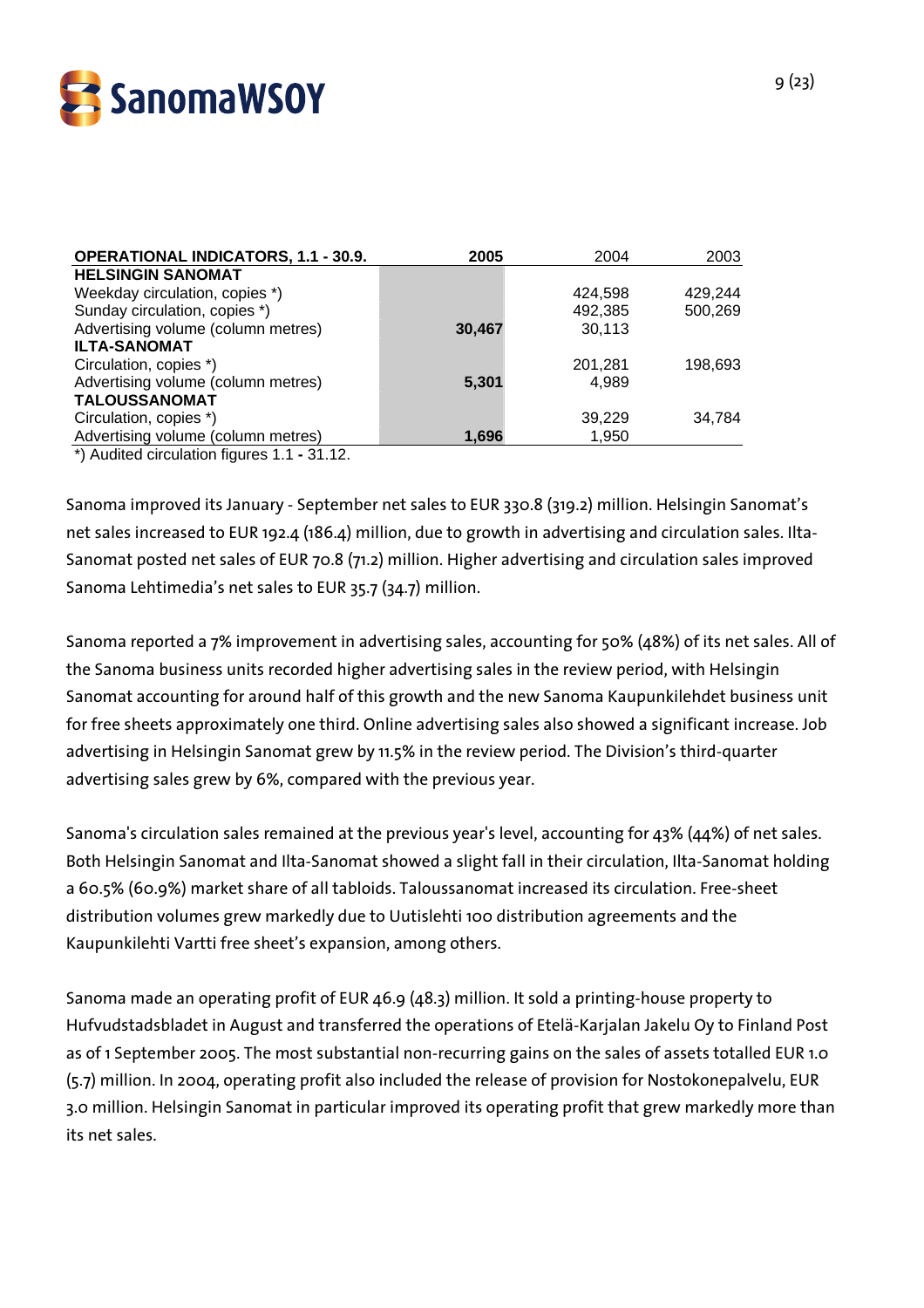| OPERATIONAL INDICATORS, 1.1 - 30.9. | 2005 | 2004 | 2003 |
|---|---|---|---|
| **HELSINGIN SANOMAT** | | | |
| Weekday circulation, copies *) | | 424,598 | 429,244 |
| Sunday circulation, copies *) | | 492,385 | 500,269 |
| Advertising volume (column metres) | **30,467** | 30,113 | |
| **ILTA-SANOMAT** | | | |
| Circulation, copies *) | | 201,281 | 198,693 |
| Advertising volume (column metres) | **5,301** | 4,989 | |
| **TALOUSSANOMAT** | | | |
| Circulation, copies *) | | 39,229 | 34,784 |
| Advertising volume (column metres) | **1,696** | 1,950 | |

*) Audited circulation figures 1.1 - 31.12.

Sanoma improved its January - September net sales to EUR 330.8 (319.2) million. Helsingin Sanomat's net sales increased to EUR 192.4 (186.4) million, due to growth in advertising and circulation sales. Ilta-Sanomat posted net sales of EUR 70.8 (71.2) million. Higher advertising and circulation sales improved Sanoma Lehtimedia's net sales to EUR 35.7 (34.7) million.

Sanoma reported a 7% improvement in advertising sales, accounting for 50% (48%) of its net sales. All of the Sanoma business units recorded higher advertising sales in the review period, with Helsingin Sanomat accounting for around half of this growth and the new Sanoma Kaupunkilehdet business unit for free sheets approximately one third. Online advertising sales also showed a significant increase. Job advertising in Helsingin Sanomat grew by 11.5% in the review period. The Division's third-quarter advertising sales grew by 6%, compared with the previous year.

Sanoma's circulation sales remained at the previous year's level, accounting for 43% (44%) of net sales. Both Helsingin Sanomat and Ilta-Sanomat showed a slight fall in their circulation, Ilta-Sanomat holding a 60.5% (60.9%) market share of all tabloids. Taloussanomat increased its circulation. Free-sheet distribution volumes grew markedly due to Uutislehti 100 distribution agreements and the Kaupunkilehti Vartti free sheet's expansion, among others.

Sanoma made an operating profit of EUR 46.9 (48.3) million. It sold a printing-house property to Hufvudstadsbladet in August and transferred the operations of Etelä-Karjalan Jakelu Oy to Finland Post as of 1 September 2005. The most substantial non-recurring gains on the sales of assets totalled EUR 1.0 (5.7) million. In 2004, operating profit also included the release of provision for Nostokonepalvelu, EUR 3.0 million. Helsingin Sanomat in particular improved its operating profit that grew markedly more than its net sales.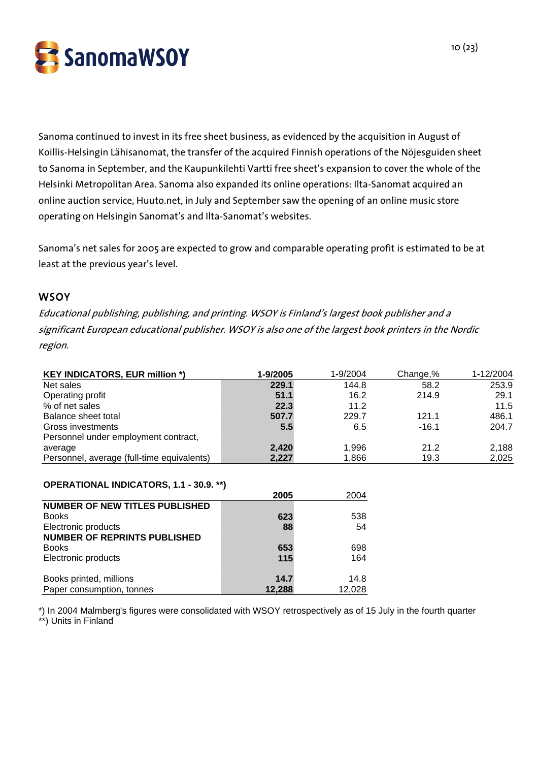Sanoma continued to invest in its free sheet business, as evidenced by the acquisition in August of Koillis-Helsingin Lähisanomat, the transfer of the acquired Finnish operations of the Nöjesguiden sheet to Sanoma in September, and the Kaupunkilehti Vartti free sheet's expansion to cover the whole of the Helsinki Metropolitan Area. Sanoma also expanded its online operations: Ilta-Sanomat acquired an online auction service, Huuto.net, in July and September saw the opening of an online music store operating on Helsingin Sanomat's and Ilta-Sanomat's websites.

Sanoma's net sales for 2005 are expected to grow and comparable operating profit is estimated to be at least at the previous year's level.

## WSOY

*Educational publishing, publishing, and printing. WSOY is Finland's largest book publisher and a significant European educational publisher. WSOY is also one of the largest book printers in the Nordic region.*

| KEY INDICATORS, EUR million *) | 1-9/2005 | 1-9/2004 | Change,% | 1-12/2004 |
|---|---|---|---|---|
| Net sales | **229.1** | 144.8 | 58.2 | 253.9 |
| Operating profit | **51.1** | 16.2 | 214.9 | 29.1 |
| % of net sales | **22.3** | 11.2 | | 11.5 |
| Balance sheet total | **507.7** | 229.7 | 121.1 | 486.1 |
| Gross investments | **5.5** | 6.5 | -16.1 | 204.7 |
| Personnel under employment contract, average | **2,420** | 1,996 | 21.2 | 2,188 |
| Personnel, average (full-time equivalents) | **2,227** | 1,866 | 19.3 | 2,025 |

**OPERATIONAL INDICATORS, 1.1 - 30.9. **)**

| | 2005 | 2004 |
|---|---|---|
| **NUMBER OF NEW TITLES PUBLISHED** | | |
| Books | **623** | 538 |
| Electronic products | **88** | 54 |
| **NUMBER OF REPRINTS PUBLISHED** | | |
| Books | **653** | 698 |
| Electronic products | **115** | 164 |
| Books printed, millions | **14.7** | 14.8 |
| Paper consumption, tonnes | **12,288** | 12,028 |

*) In 2004 Malmberg's figures were consolidated with WSOY retrospectively as of 15 July in the fourth quarter
**) Units in Finland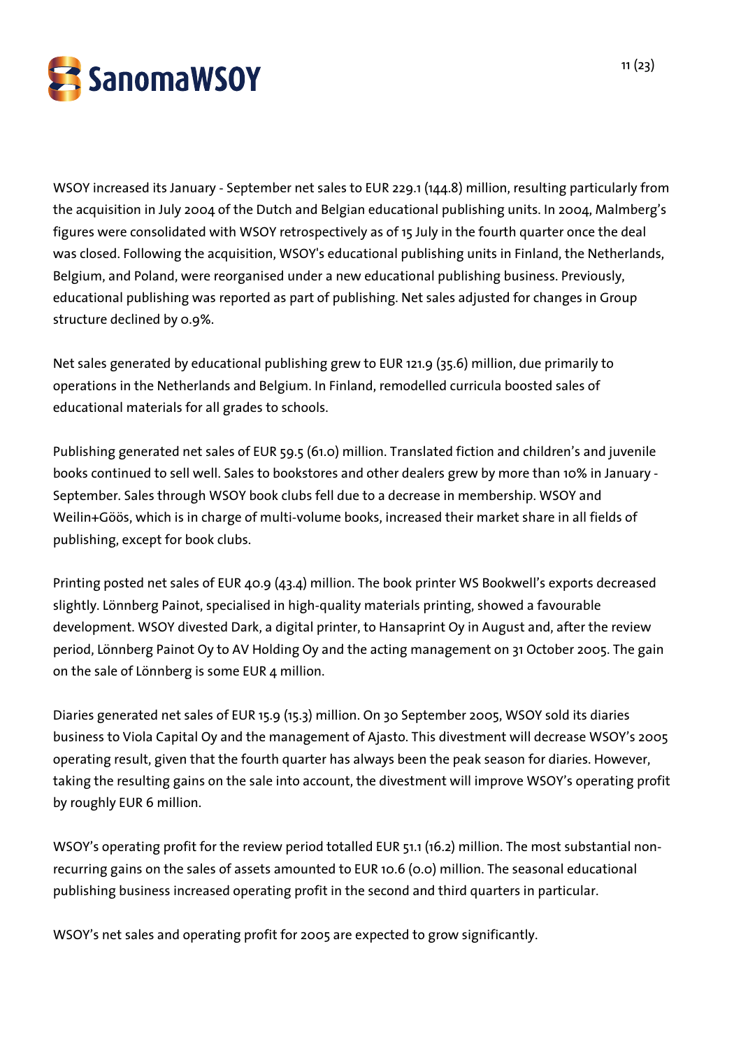WSOY increased its January - September net sales to EUR 229.1 (144.8) million, resulting particularly from the acquisition in July 2004 of the Dutch and Belgian educational publishing units. In 2004, Malmberg's figures were consolidated with WSOY retrospectively as of 15 July in the fourth quarter once the deal was closed. Following the acquisition, WSOY's educational publishing units in Finland, the Netherlands, Belgium, and Poland, were reorganised under a new educational publishing business. Previously, educational publishing was reported as part of publishing. Net sales adjusted for changes in Group structure declined by 0.9%.

Net sales generated by educational publishing grew to EUR 121.9 (35.6) million, due primarily to operations in the Netherlands and Belgium. In Finland, remodelled curricula boosted sales of educational materials for all grades to schools.

Publishing generated net sales of EUR 59.5 (61.0) million. Translated fiction and children's and juvenile books continued to sell well. Sales to bookstores and other dealers grew by more than 10% in January - September. Sales through WSOY book clubs fell due to a decrease in membership. WSOY and Weilin+Göös, which is in charge of multi-volume books, increased their market share in all fields of publishing, except for book clubs.

Printing posted net sales of EUR 40.9 (43.4) million. The book printer WS Bookwell's exports decreased slightly. Lönnberg Painot, specialised in high-quality materials printing, showed a favourable development. WSOY divested Dark, a digital printer, to Hansaprint Oy in August and, after the review period, Lönnberg Painot Oy to AV Holding Oy and the acting management on 31 October 2005. The gain on the sale of Lönnberg is some EUR 4 million.

Diaries generated net sales of EUR 15.9 (15.3) million. On 30 September 2005, WSOY sold its diaries business to Viola Capital Oy and the management of Ajasto. This divestment will decrease WSOY's 2005 operating result, given that the fourth quarter has always been the peak season for diaries. However, taking the resulting gains on the sale into account, the divestment will improve WSOY's operating profit by roughly EUR 6 million.

WSOY's operating profit for the review period totalled EUR 51.1 (16.2) million. The most substantial non-recurring gains on the sales of assets amounted to EUR 10.6 (0.0) million. The seasonal educational publishing business increased operating profit in the second and third quarters in particular.

WSOY's net sales and operating profit for 2005 are expected to grow significantly.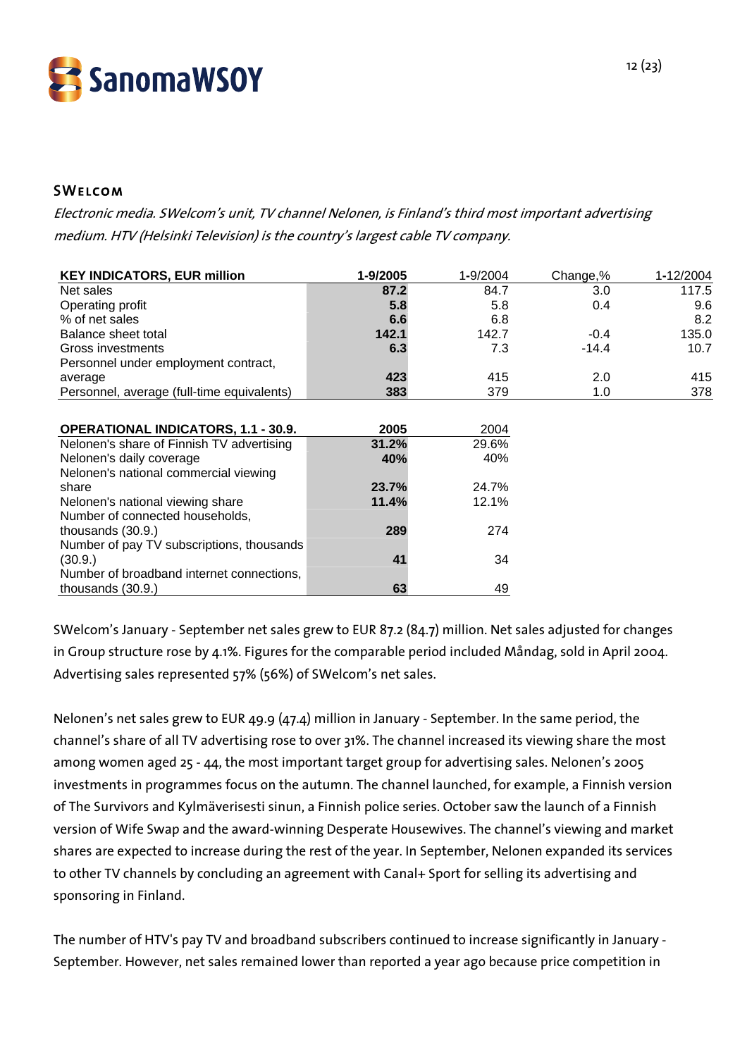## SWelcom

*Electronic media. SWelcom's unit, TV channel Nelonen, is Finland's third most important advertising medium. HTV (Helsinki Television) is the country's largest cable TV company.*

| KEY INDICATORS, EUR million | 1-9/2005 | 1-9/2004 | Change,% | 1-12/2004 |
|---|---|---|---|---|
| Net sales | **87.2** | 84.7 | 3.0 | 117.5 |
| Operating profit | **5.8** | 5.8 | 0.4 | 9.6 |
| % of net sales | **6.6** | 6.8 | | 8.2 |
| Balance sheet total | **142.1** | 142.7 | -0.4 | 135.0 |
| Gross investments | **6.3** | 7.3 | -14.4 | 10.7 |
| Personnel under employment contract, average | **423** | 415 | 2.0 | 415 |
| Personnel, average (full-time equivalents) | **383** | 379 | 1.0 | 378 |

| OPERATIONAL INDICATORS, 1.1 - 30.9. | 2005 | 2004 |
|---|---|---|
| Nelonen's share of Finnish TV advertising | **31.2%** | 29.6% |
| Nelonen's daily coverage | **40%** | 40% |
| Nelonen's national commercial viewing share | **23.7%** | 24.7% |
| Nelonen's national viewing share | **11.4%** | 12.1% |
| Number of connected households, thousands (30.9.) | **289** | 274 |
| Number of pay TV subscriptions, thousands (30.9.) | **41** | 34 |
| Number of broadband internet connections, thousands (30.9.) | **63** | 49 |

SWelcom's January - September net sales grew to EUR 87.2 (84.7) million. Net sales adjusted for changes in Group structure rose by 4.1%. Figures for the comparable period included Måndag, sold in April 2004. Advertising sales represented 57% (56%) of SWelcom's net sales.

Nelonen's net sales grew to EUR 49.9 (47.4) million in January - September. In the same period, the channel's share of all TV advertising rose to over 31%. The channel increased its viewing share the most among women aged 25 - 44, the most important target group for advertising sales. Nelonen's 2005 investments in programmes focus on the autumn. The channel launched, for example, a Finnish version of The Survivors and Kylmäverisesti sinun, a Finnish police series. October saw the launch of a Finnish version of Wife Swap and the award-winning Desperate Housewives. The channel's viewing and market shares are expected to increase during the rest of the year. In September, Nelonen expanded its services to other TV channels by concluding an agreement with Canal+ Sport for selling its advertising and sponsoring in Finland.

The number of HTV's pay TV and broadband subscribers continued to increase significantly in January - September. However, net sales remained lower than reported a year ago because price competition in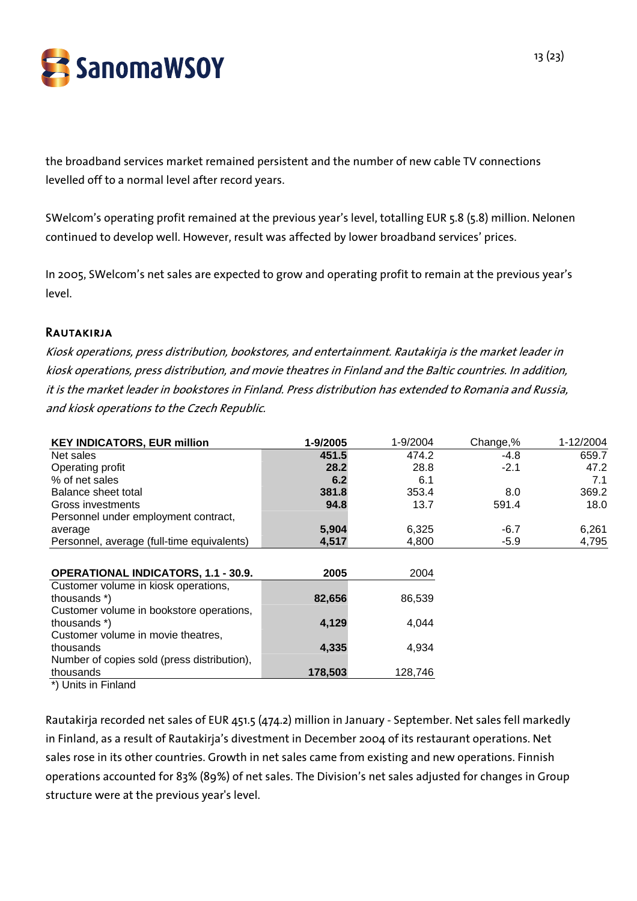the broadband services market remained persistent and the number of new cable TV connections levelled off to a normal level after record years.

SWelcom's operating profit remained at the previous year's level, totalling EUR 5.8 (5.8) million. Nelonen continued to develop well. However, result was affected by lower broadband services' prices.

In 2005, SWelcom's net sales are expected to grow and operating profit to remain at the previous year's level.

### RAUTAKIRJA

*Kiosk operations, press distribution, bookstores, and entertainment. Rautakirja is the market leader in kiosk operations, press distribution, and movie theatres in Finland and the Baltic countries. In addition, it is the market leader in bookstores in Finland. Press distribution has extended to Romania and Russia, and kiosk operations to the Czech Republic.*

| **KEY INDICATORS, EUR million** | **1-9/2005** | 1-9/2004 | Change,% | 1-12/2004 |
|---|---|---|---|---|
| Net sales | **451.5** | 474.2 | -4.8 | 659.7 |
| Operating profit | **28.2** | 28.8 | -2.1 | 47.2 |
| % of net sales | **6.2** | 6.1 | | 7.1 |
| Balance sheet total | **381.8** | 353.4 | 8.0 | 369.2 |
| Gross investments | **94.8** | 13.7 | 591.4 | 18.0 |
| Personnel under employment contract, average | **5,904** | 6,325 | -6.7 | 6,261 |
| Personnel, average (full-time equivalents) | **4,517** | 4,800 | -5.9 | 4,795 |

| **OPERATIONAL INDICATORS, 1.1 - 30.9.** | **2005** | 2004 |
|---|---|---|
| Customer volume in kiosk operations, thousands *) | **82,656** | 86,539 |
| Customer volume in bookstore operations, thousands *) | **4,129** | 4,044 |
| Customer volume in movie theatres, thousands | **4,335** | 4,934 |
| Number of copies sold (press distribution), thousands | **178,503** | 128,746 |

*) Units in Finland

Rautakirja recorded net sales of EUR 451.5 (474.2) million in January - September. Net sales fell markedly in Finland, as a result of Rautakirja's divestment in December 2004 of its restaurant operations. Net sales rose in its other countries. Growth in net sales came from existing and new operations. Finnish operations accounted for 83% (89%) of net sales. The Division's net sales adjusted for changes in Group structure were at the previous year's level.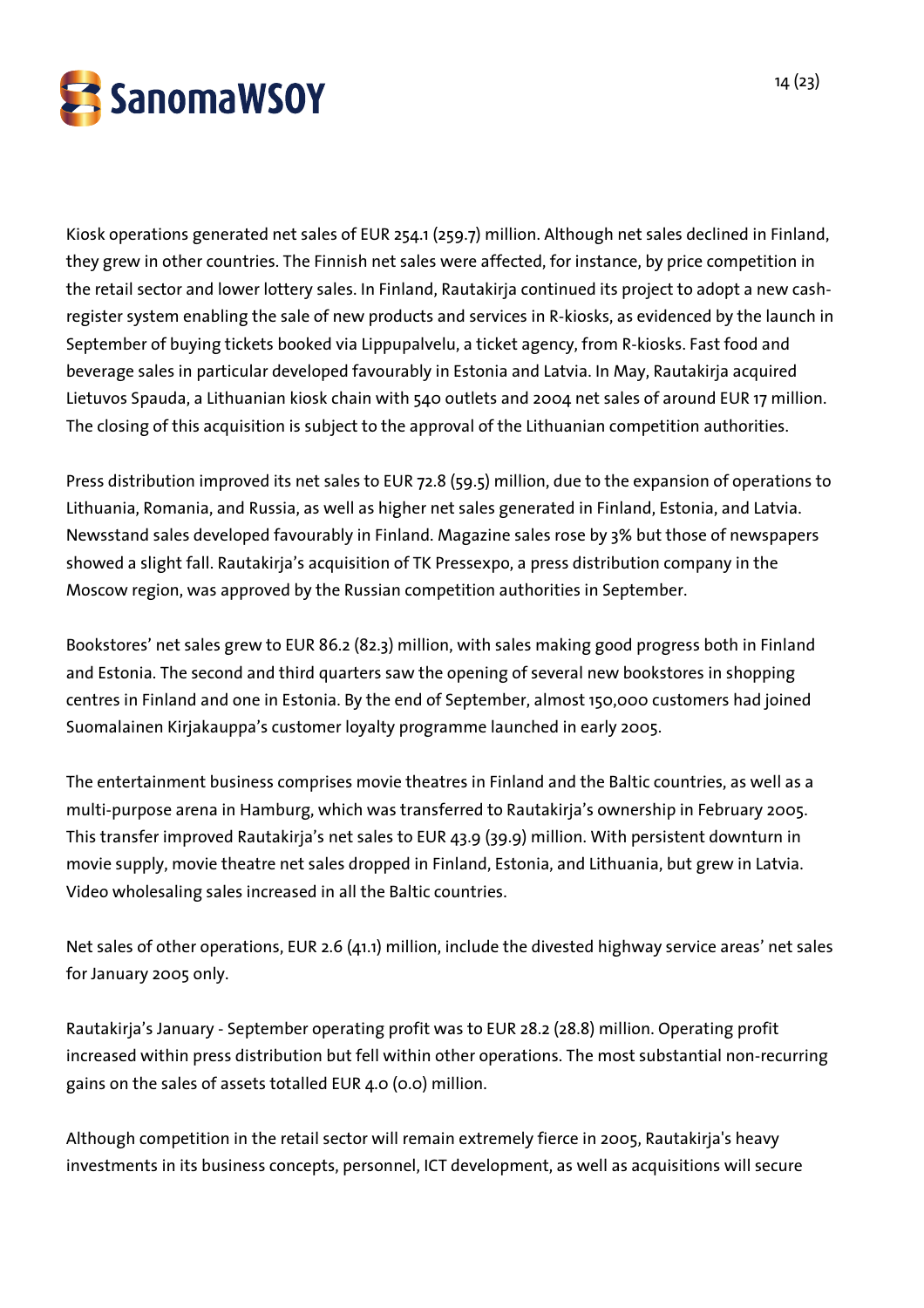Kiosk operations generated net sales of EUR 254.1 (259.7) million. Although net sales declined in Finland, they grew in other countries. The Finnish net sales were affected, for instance, by price competition in the retail sector and lower lottery sales. In Finland, Rautakirja continued its project to adopt a new cash-register system enabling the sale of new products and services in R-kiosks, as evidenced by the launch in September of buying tickets booked via Lippupalvelu, a ticket agency, from R-kiosks. Fast food and beverage sales in particular developed favourably in Estonia and Latvia. In May, Rautakirja acquired Lietuvos Spauda, a Lithuanian kiosk chain with 540 outlets and 2004 net sales of around EUR 17 million. The closing of this acquisition is subject to the approval of the Lithuanian competition authorities.

Press distribution improved its net sales to EUR 72.8 (59.5) million, due to the expansion of operations to Lithuania, Romania, and Russia, as well as higher net sales generated in Finland, Estonia, and Latvia. Newsstand sales developed favourably in Finland. Magazine sales rose by 3% but those of newspapers showed a slight fall. Rautakirja's acquisition of TK Pressexpo, a press distribution company in the Moscow region, was approved by the Russian competition authorities in September.

Bookstores' net sales grew to EUR 86.2 (82.3) million, with sales making good progress both in Finland and Estonia. The second and third quarters saw the opening of several new bookstores in shopping centres in Finland and one in Estonia. By the end of September, almost 150,000 customers had joined Suomalainen Kirjakauppa's customer loyalty programme launched in early 2005.

The entertainment business comprises movie theatres in Finland and the Baltic countries, as well as a multi-purpose arena in Hamburg, which was transferred to Rautakirja's ownership in February 2005. This transfer improved Rautakirja's net sales to EUR 43.9 (39.9) million. With persistent downturn in movie supply, movie theatre net sales dropped in Finland, Estonia, and Lithuania, but grew in Latvia. Video wholesaling sales increased in all the Baltic countries.

Net sales of other operations, EUR 2.6 (41.1) million, include the divested highway service areas' net sales for January 2005 only.

Rautakirja's January - September operating profit was to EUR 28.2 (28.8) million. Operating profit increased within press distribution but fell within other operations. The most substantial non-recurring gains on the sales of assets totalled EUR 4.0 (0.0) million.

Although competition in the retail sector will remain extremely fierce in 2005, Rautakirja's heavy investments in its business concepts, personnel, ICT development, as well as acquisitions will secure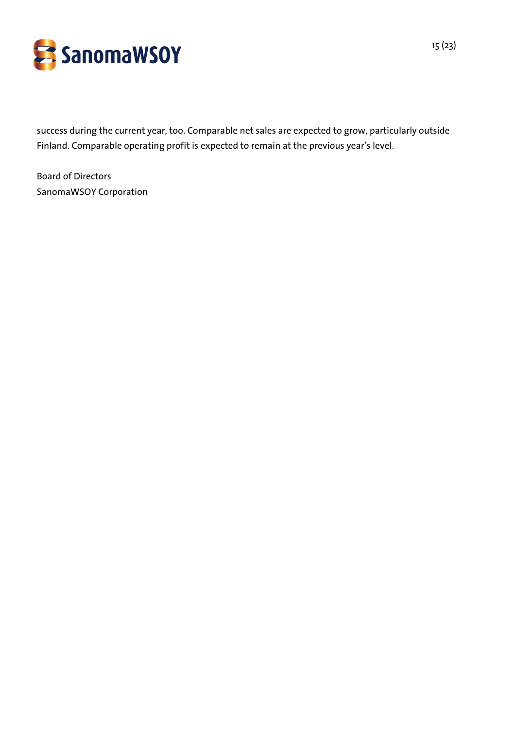success during the current year, too. Comparable net sales are expected to grow, particularly outside Finland. Comparable operating profit is expected to remain at the previous year's level.

Board of Directors
SanomaWSOY Corporation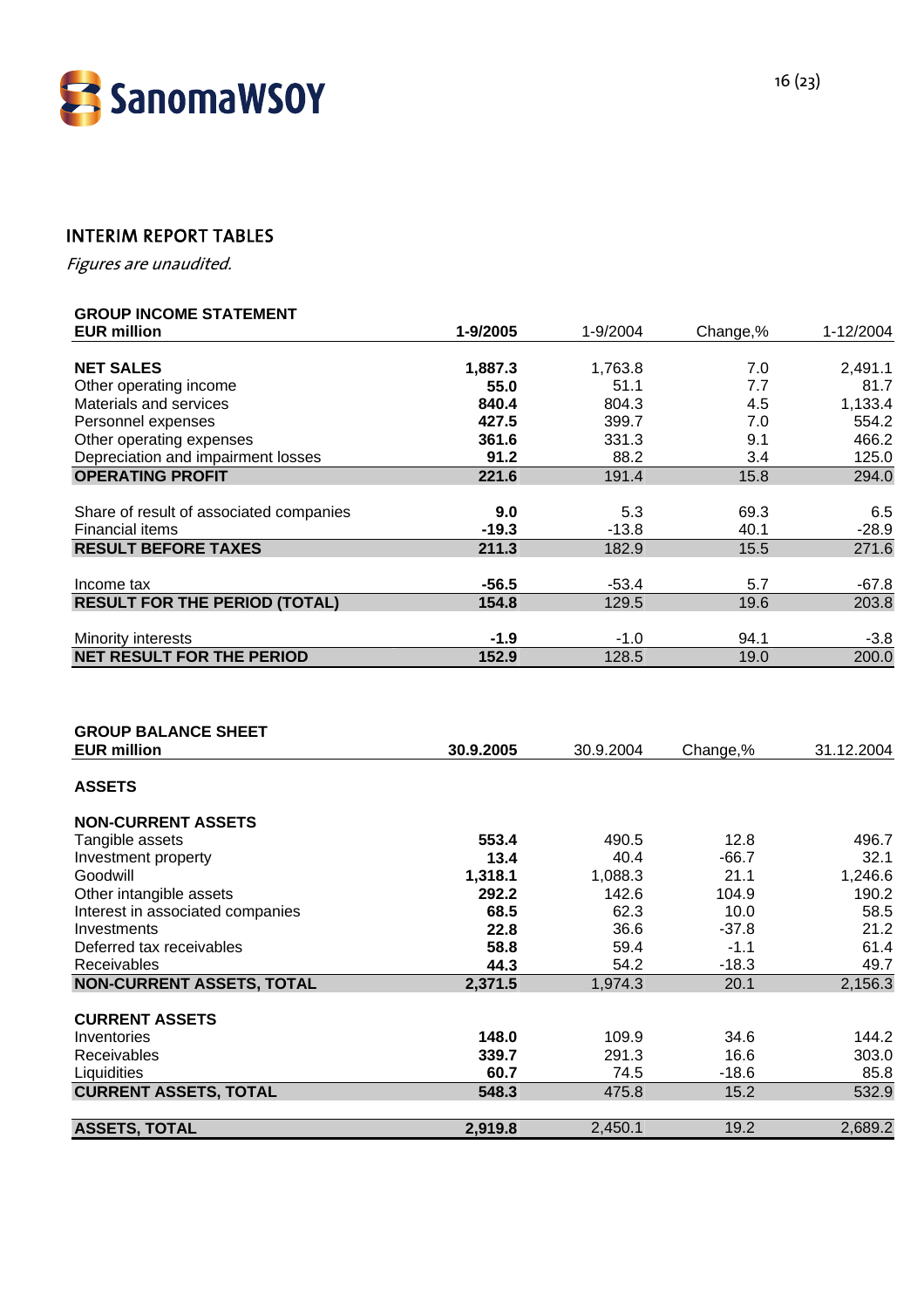## INTERIM REPORT TABLES

*Figures are unaudited.*

| **GROUP INCOME STATEMENT**<br>**EUR million** | **1-9/2005** | 1-9/2004 | Change,% | 1-12/2004 |
|---|---|---|---|---|
| **NET SALES** | **1,887.3** | 1,763.8 | 7.0 | 2,491.1 |
| Other operating income | **55.0** | 51.1 | 7.7 | 81.7 |
| Materials and services | **840.4** | 804.3 | 4.5 | 1,133.4 |
| Personnel expenses | **427.5** | 399.7 | 7.0 | 554.2 |
| Other operating expenses | **361.6** | 331.3 | 9.1 | 466.2 |
| Depreciation and impairment losses | **91.2** | 88.2 | 3.4 | 125.0 |
| **OPERATING PROFIT** | **221.6** | 191.4 | 15.8 | 294.0 |
| Share of result of associated companies | **9.0** | 5.3 | 69.3 | 6.5 |
| Financial items | **-19.3** | -13.8 | 40.1 | -28.9 |
| **RESULT BEFORE TAXES** | **211.3** | 182.9 | 15.5 | 271.6 |
| Income tax | **-56.5** | -53.4 | 5.7 | -67.8 |
| **RESULT FOR THE PERIOD (TOTAL)** | **154.8** | 129.5 | 19.6 | 203.8 |
| Minority interests | **-1.9** | -1.0 | 94.1 | -3.8 |
| **NET RESULT FOR THE PERIOD** | **152.9** | 128.5 | 19.0 | 200.0 |

| **GROUP BALANCE SHEET**<br>**EUR million** | **30.9.2005** | 30.9.2004 | Change,% | 31.12.2004 |
|---|---|---|---|---|
| **ASSETS** | | | | |
| **NON-CURRENT ASSETS** | | | | |
| Tangible assets | **553.4** | 490.5 | 12.8 | 496.7 |
| Investment property | **13.4** | 40.4 | -66.7 | 32.1 |
| Goodwill | **1,318.1** | 1,088.3 | 21.1 | 1,246.6 |
| Other intangible assets | **292.2** | 142.6 | 104.9 | 190.2 |
| Interest in associated companies | **68.5** | 62.3 | 10.0 | 58.5 |
| Investments | **22.8** | 36.6 | -37.8 | 21.2 |
| Deferred tax receivables | **58.8** | 59.4 | -1.1 | 61.4 |
| Receivables | **44.3** | 54.2 | -18.3 | 49.7 |
| **NON-CURRENT ASSETS, TOTAL** | **2,371.5** | 1,974.3 | 20.1 | 2,156.3 |
| **CURRENT ASSETS** | | | | |
| Inventories | **148.0** | 109.9 | 34.6 | 144.2 |
| Receivables | **339.7** | 291.3 | 16.6 | 303.0 |
| Liquidities | **60.7** | 74.5 | -18.6 | 85.8 |
| **CURRENT ASSETS, TOTAL** | **548.3** | 475.8 | 15.2 | 532.9 |
| **ASSETS, TOTAL** | **2,919.8** | 2,450.1 | 19.2 | 2,689.2 |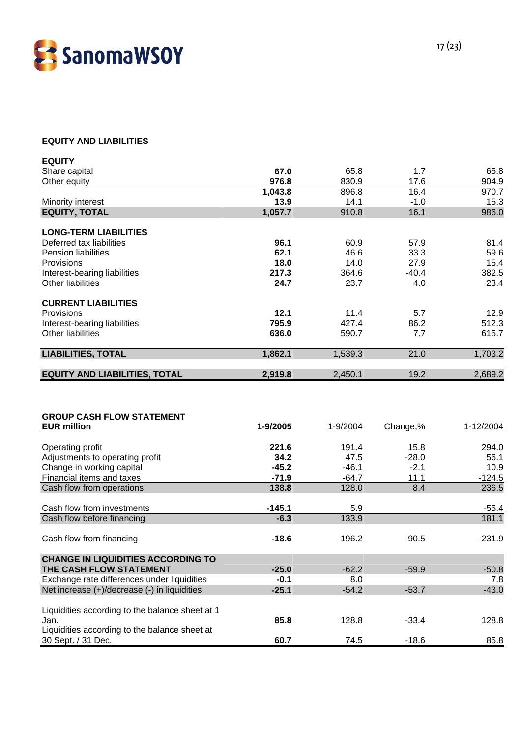## EQUITY AND LIABILITIES

| | | | | |
|---|---|---|---|---|
| **EQUITY** | | | | |
| Share capital | **67.0** | 65.8 | 1.7 | 65.8 |
| Other equity | **976.8** | 830.9 | 17.6 | 904.9 |
| | **1,043.8** | 896.8 | 16.4 | 970.7 |
| Minority interest | **13.9** | 14.1 | -1.0 | 15.3 |
| **EQUITY, TOTAL** | **1,057.7** | 910.8 | 16.1 | 986.0 |
| | | | | |
| **LONG-TERM LIABILITIES** | | | | |
| Deferred tax liabilities | **96.1** | 60.9 | 57.9 | 81.4 |
| Pension liabilities | **62.1** | 46.6 | 33.3 | 59.6 |
| Provisions | **18.0** | 14.0 | 27.9 | 15.4 |
| Interest-bearing liabilities | **217.3** | 364.6 | -40.4 | 382.5 |
| Other liabilities | **24.7** | 23.7 | 4.0 | 23.4 |
| | | | | |
| **CURRENT LIABILITIES** | | | | |
| Provisions | **12.1** | 11.4 | 5.7 | 12.9 |
| Interest-bearing liabilities | **795.9** | 427.4 | 86.2 | 512.3 |
| Other liabilities | **636.0** | 590.7 | 7.7 | 615.7 |
| | | | | |
| **LIABILITIES, TOTAL** | **1,862.1** | 1,539.3 | 21.0 | 1,703.2 |
| | | | | |
| **EQUITY AND LIABILITIES, TOTAL** | **2,919.8** | 2,450.1 | 19.2 | 2,689.2 |

## GROUP CASH FLOW STATEMENT

| **EUR million** | **1-9/2005** | 1-9/2004 | Change,% | 1-12/2004 |
|---|---|---|---|---|
| Operating profit | **221.6** | 191.4 | 15.8 | 294.0 |
| Adjustments to operating profit | **34.2** | 47.5 | -28.0 | 56.1 |
| Change in working capital | **-45.2** | -46.1 | -2.1 | 10.9 |
| Financial items and taxes | **-71.9** | -64.7 | 11.1 | -124.5 |
| Cash flow from operations | **138.8** | 128.0 | 8.4 | 236.5 |
| | | | | |
| Cash flow from investments | **-145.1** | 5.9 | | -55.4 |
| Cash flow before financing | **-6.3** | 133.9 | | 181.1 |
| | | | | |
| Cash flow from financing | **-18.6** | -196.2 | -90.5 | -231.9 |
| | | | | |
| **CHANGE IN LIQUIDITIES ACCORDING TO THE CASH FLOW STATEMENT** | **-25.0** | -62.2 | -59.9 | -50.8 |
| Exchange rate differences under liquidities | **-0.1** | 8.0 | | 7.8 |
| Net increase (+)/decrease (-) in liquidities | **-25.1** | -54.2 | -53.7 | -43.0 |
| | | | | |
| Liquidities according to the balance sheet at 1 Jan. | **85.8** | 128.8 | -33.4 | 128.8 |
| Liquidities according to the balance sheet at 30 Sept. / 31 Dec. | **60.7** | 74.5 | -18.6 | 85.8 |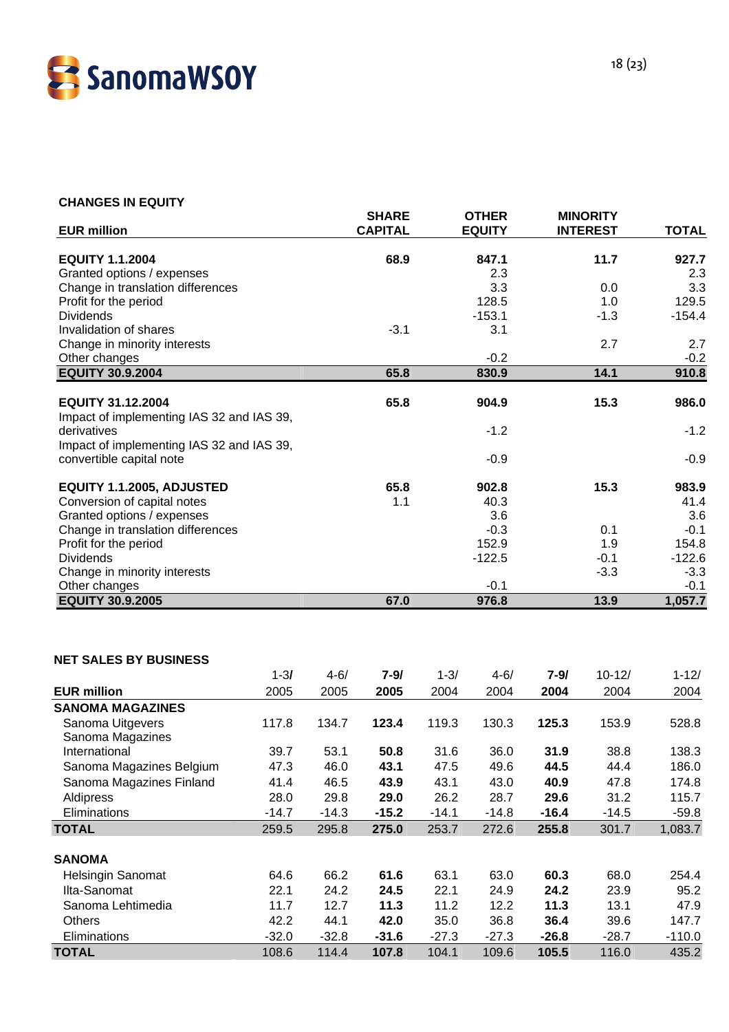## CHANGES IN EQUITY

| EUR million | SHARE CAPITAL | OTHER EQUITY | MINORITY INTEREST | TOTAL |
|---|---|---|---|---|
| **EQUITY 1.1.2004** | **68.9** | **847.1** | **11.7** | **927.7** |
| Granted options / expenses | | 2.3 | | 2.3 |
| Change in translation differences | | 3.3 | 0.0 | 3.3 |
| Profit for the period | | 128.5 | 1.0 | 129.5 |
| Dividends | | -153.1 | -1.3 | -154.4 |
| Invalidation of shares | -3.1 | 3.1 | | |
| Change in minority interests | | | 2.7 | 2.7 |
| Other changes | | -0.2 | | -0.2 |
| **EQUITY 30.9.2004** | **65.8** | **830.9** | **14.1** | **910.8** |
| | | | | |
| **EQUITY 31.12.2004** | **65.8** | **904.9** | **15.3** | **986.0** |
| Impact of implementing IAS 32 and IAS 39, derivatives | | -1.2 | | -1.2 |
| Impact of implementing IAS 32 and IAS 39, convertible capital note | | -0.9 | | -0.9 |
| | | | | |
| **EQUITY 1.1.2005, ADJUSTED** | **65.8** | **902.8** | **15.3** | **983.9** |
| Conversion of capital notes | 1.1 | 40.3 | | 41.4 |
| Granted options / expenses | | 3.6 | | 3.6 |
| Change in translation differences | | -0.3 | 0.1 | -0.1 |
| Profit for the period | | 152.9 | 1.9 | 154.8 |
| Dividends | | -122.5 | -0.1 | -122.6 |
| Change in minority interests | | | -3.3 | -3.3 |
| Other changes | | -0.1 | | -0.1 |
| **EQUITY 30.9.2005** | **67.0** | **976.8** | **13.9** | **1,057.7** |

## NET SALES BY BUSINESS

| EUR million | 1-3/ 2005 | 4-6/ 2005 | **7-9/ 2005** | 1-3/ 2004 | 4-6/ 2004 | **7-9/ 2004** | 10-12/ 2004 | 1-12/ 2004 |
|---|---|---|---|---|---|---|---|---|
| **SANOMA MAGAZINES** | | | | | | | | |
| Sanoma Uitgevers | 117.8 | 134.7 | **123.4** | 119.3 | 130.3 | **125.3** | 153.9 | 528.8 |
| Sanoma Magazines International | 39.7 | 53.1 | **50.8** | 31.6 | 36.0 | **31.9** | 38.8 | 138.3 |
| Sanoma Magazines Belgium | 47.3 | 46.0 | **43.1** | 47.5 | 49.6 | **44.5** | 44.4 | 186.0 |
| Sanoma Magazines Finland | 41.4 | 46.5 | **43.9** | 43.1 | 43.0 | **40.9** | 47.8 | 174.8 |
| Aldipress | 28.0 | 29.8 | **29.0** | 26.2 | 28.7 | **29.6** | 31.2 | 115.7 |
| Eliminations | -14.7 | -14.3 | **-15.2** | -14.1 | -14.8 | **-16.4** | -14.5 | -59.8 |
| **TOTAL** | 259.5 | 295.8 | **275.0** | 253.7 | 272.6 | **255.8** | 301.7 | 1,083.7 |
| | | | | | | | | |
| **SANOMA** | | | | | | | | |
| Helsingin Sanomat | 64.6 | 66.2 | **61.6** | 63.1 | 63.0 | **60.3** | 68.0 | 254.4 |
| Ilta-Sanomat | 22.1 | 24.2 | **24.5** | 22.1 | 24.9 | **24.2** | 23.9 | 95.2 |
| Sanoma Lehtimedia | 11.7 | 12.7 | **11.3** | 11.2 | 12.2 | **11.3** | 13.1 | 47.9 |
| Others | 42.2 | 44.1 | **42.0** | 35.0 | 36.8 | **36.4** | 39.6 | 147.7 |
| Eliminations | -32.0 | -32.8 | **-31.6** | -27.3 | -27.3 | **-26.8** | -28.7 | -110.0 |
| **TOTAL** | 108.6 | 114.4 | **107.8** | 104.1 | 109.6 | **105.5** | 116.0 | 435.2 |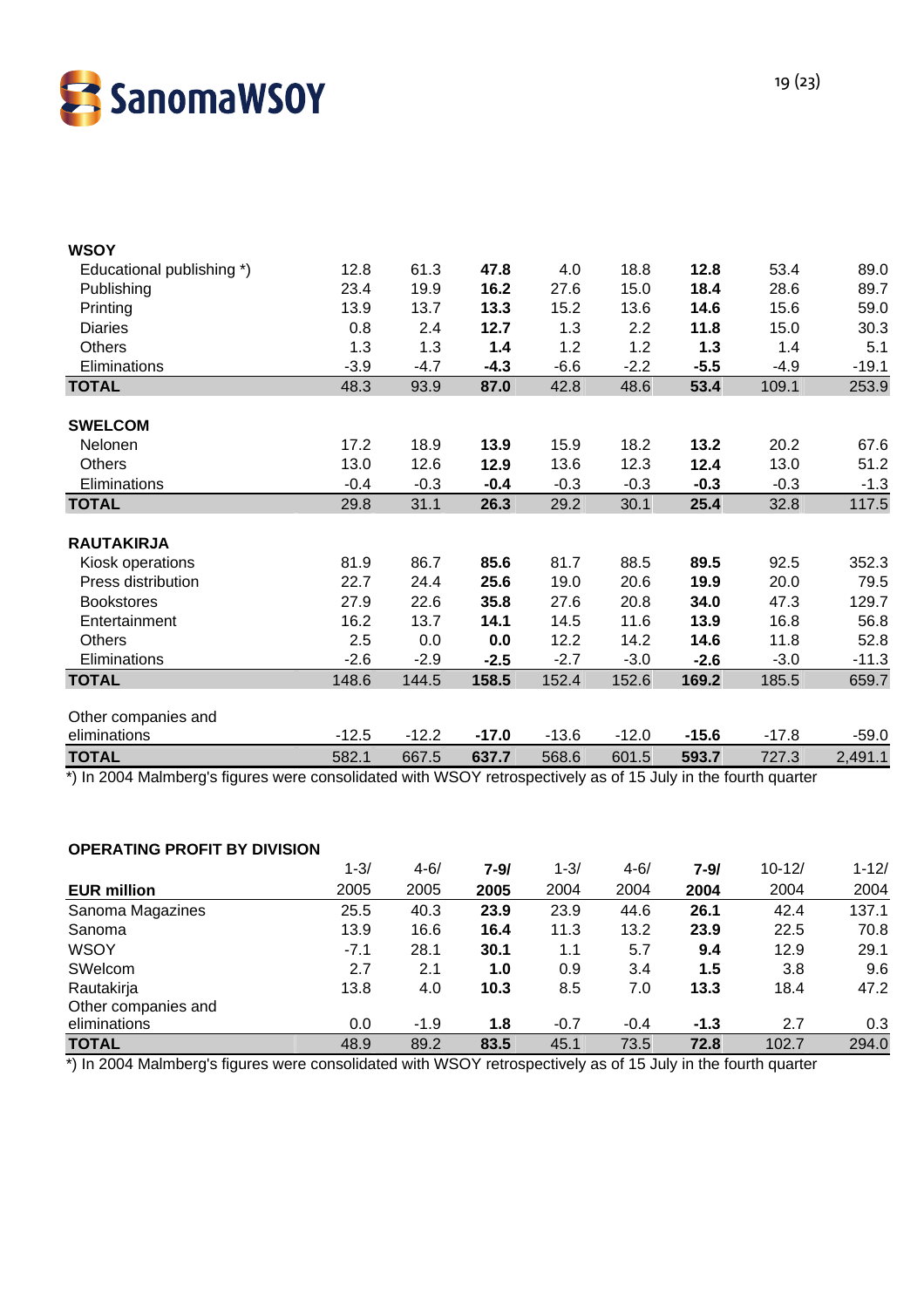| | | | | | | | | |
|---|---|---|---|---|---|---|---|---|
| **WSOY** | | | | | | | | |
| Educational publishing *) | 12.8 | 61.3 | **47.8** | 4.0 | 18.8 | **12.8** | 53.4 | 89.0 |
| Publishing | 23.4 | 19.9 | **16.2** | 27.6 | 15.0 | **18.4** | 28.6 | 89.7 |
| Printing | 13.9 | 13.7 | **13.3** | 15.2 | 13.6 | **14.6** | 15.6 | 59.0 |
| Diaries | 0.8 | 2.4 | **12.7** | 1.3 | 2.2 | **11.8** | 15.0 | 30.3 |
| Others | 1.3 | 1.3 | **1.4** | 1.2 | 1.2 | **1.3** | 1.4 | 5.1 |
| Eliminations | -3.9 | -4.7 | **-4.3** | -6.6 | -2.2 | **-5.5** | -4.9 | -19.1 |
| **TOTAL** | 48.3 | 93.9 | **87.0** | 42.8 | 48.6 | **53.4** | 109.1 | 253.9 |
| | | | | | | | | |
| **SWELCOM** | | | | | | | | |
| Nelonen | 17.2 | 18.9 | **13.9** | 15.9 | 18.2 | **13.2** | 20.2 | 67.6 |
| Others | 13.0 | 12.6 | **12.9** | 13.6 | 12.3 | **12.4** | 13.0 | 51.2 |
| Eliminations | -0.4 | -0.3 | **-0.4** | -0.3 | -0.3 | **-0.3** | -0.3 | -1.3 |
| **TOTAL** | 29.8 | 31.1 | **26.3** | 29.2 | 30.1 | **25.4** | 32.8 | 117.5 |
| | | | | | | | | |
| **RAUTAKIRJA** | | | | | | | | |
| Kiosk operations | 81.9 | 86.7 | **85.6** | 81.7 | 88.5 | **89.5** | 92.5 | 352.3 |
| Press distribution | 22.7 | 24.4 | **25.6** | 19.0 | 20.6 | **19.9** | 20.0 | 79.5 |
| Bookstores | 27.9 | 22.6 | **35.8** | 27.6 | 20.8 | **34.0** | 47.3 | 129.7 |
| Entertainment | 16.2 | 13.7 | **14.1** | 14.5 | 11.6 | **13.9** | 16.8 | 56.8 |
| Others | 2.5 | 0.0 | **0.0** | 12.2 | 14.2 | **14.6** | 11.8 | 52.8 |
| Eliminations | -2.6 | -2.9 | **-2.5** | -2.7 | -3.0 | **-2.6** | -3.0 | -11.3 |
| **TOTAL** | 148.6 | 144.5 | **158.5** | 152.4 | 152.6 | **169.2** | 185.5 | 659.7 |
| | | | | | | | | |
| Other companies and eliminations | -12.5 | -12.2 | **-17.0** | -13.6 | -12.0 | **-15.6** | -17.8 | -59.0 |
| **TOTAL** | 582.1 | 667.5 | **637.7** | 568.6 | 601.5 | **593.7** | 727.3 | 2,491.1 |

*) In 2004 Malmberg's figures were consolidated with WSOY retrospectively as of 15 July in the fourth quarter

**OPERATING PROFIT BY DIVISION**

| **EUR million** | 1-3/ 2005 | 4-6/ 2005 | **7-9/ 2005** | 1-3/ 2004 | 4-6/ 2004 | **7-9/ 2004** | 10-12/ 2004 | 1-12/ 2004 |
|---|---|---|---|---|---|---|---|---|
| Sanoma Magazines | 25.5 | 40.3 | **23.9** | 23.9 | 44.6 | **26.1** | 42.4 | 137.1 |
| Sanoma | 13.9 | 16.6 | **16.4** | 11.3 | 13.2 | **23.9** | 22.5 | 70.8 |
| WSOY | -7.1 | 28.1 | **30.1** | 1.1 | 5.7 | **9.4** | 12.9 | 29.1 |
| SWelcom | 2.7 | 2.1 | **1.0** | 0.9 | 3.4 | **1.5** | 3.8 | 9.6 |
| Rautakirja | 13.8 | 4.0 | **10.3** | 8.5 | 7.0 | **13.3** | 18.4 | 47.2 |
| Other companies and eliminations | 0.0 | -1.9 | **1.8** | -0.7 | -0.4 | **-1.3** | 2.7 | 0.3 |
| **TOTAL** | 48.9 | 89.2 | **83.5** | 45.1 | 73.5 | **72.8** | 102.7 | 294.0 |

*) In 2004 Malmberg's figures were consolidated with WSOY retrospectively as of 15 July in the fourth quarter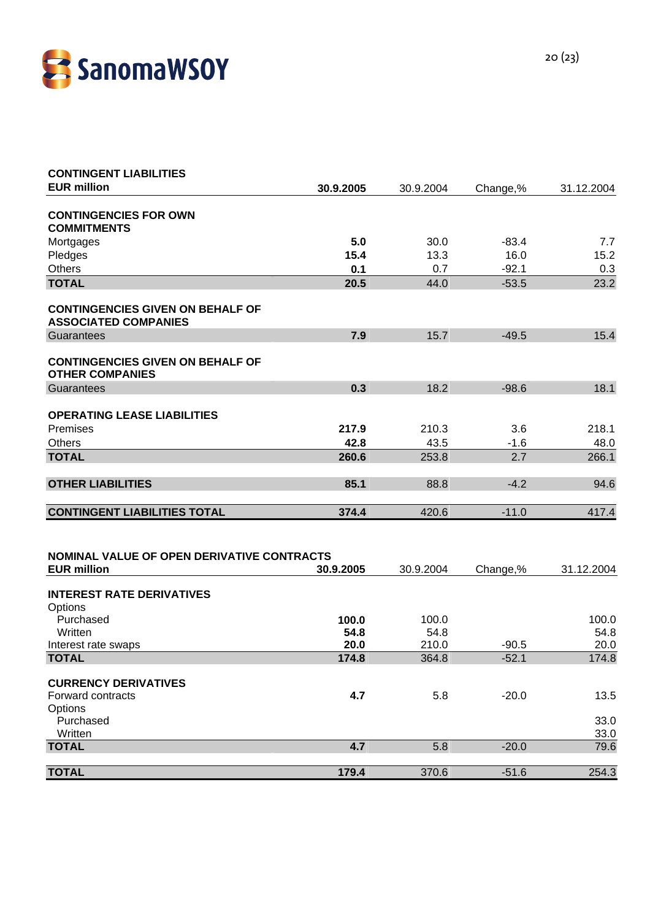| **CONTINGENT LIABILITIES** **EUR million** | **30.9.2005** | 30.9.2004 | Change,% | 31.12.2004 |
|---|---|---|---|---|
| **CONTINGENCIES FOR OWN COMMITMENTS** | | | | |
| Mortgages | **5.0** | 30.0 | -83.4 | 7.7 |
| Pledges | **15.4** | 13.3 | 16.0 | 15.2 |
| Others | **0.1** | 0.7 | -92.1 | 0.3 |
| **TOTAL** | **20.5** | 44.0 | -53.5 | 23.2 |
| **CONTINGENCIES GIVEN ON BEHALF OF ASSOCIATED COMPANIES** | | | | |
| Guarantees | **7.9** | 15.7 | -49.5 | 15.4 |
| **CONTINGENCIES GIVEN ON BEHALF OF OTHER COMPANIES** | | | | |
| Guarantees | **0.3** | 18.2 | -98.6 | 18.1 |
| **OPERATING LEASE LIABILITIES** | | | | |
| Premises | **217.9** | 210.3 | 3.6 | 218.1 |
| Others | **42.8** | 43.5 | -1.6 | 48.0 |
| **TOTAL** | **260.6** | 253.8 | 2.7 | 266.1 |
| **OTHER LIABILITIES** | **85.1** | 88.8 | -4.2 | 94.6 |
| **CONTINGENT LIABILITIES TOTAL** | **374.4** | 420.6 | -11.0 | 417.4 |

| **NOMINAL VALUE OF OPEN DERIVATIVE CONTRACTS** **EUR million** | **30.9.2005** | 30.9.2004 | Change,% | 31.12.2004 |
|---|---|---|---|---|
| **INTEREST RATE DERIVATIVES** | | | | |
| Options | | | | |
| Purchased | **100.0** | 100.0 | | 100.0 |
| Written | **54.8** | 54.8 | | 54.8 |
| Interest rate swaps | **20.0** | 210.0 | -90.5 | 20.0 |
| **TOTAL** | **174.8** | 364.8 | -52.1 | 174.8 |
| **CURRENCY DERIVATIVES** | | | | |
| Forward contracts | **4.7** | 5.8 | -20.0 | 13.5 |
| Options | | | | |
| Purchased | | | | 33.0 |
| Written | | | | 33.0 |
| **TOTAL** | **4.7** | 5.8 | -20.0 | 79.6 |
| **TOTAL** | **179.4** | 370.6 | -51.6 | 254.3 |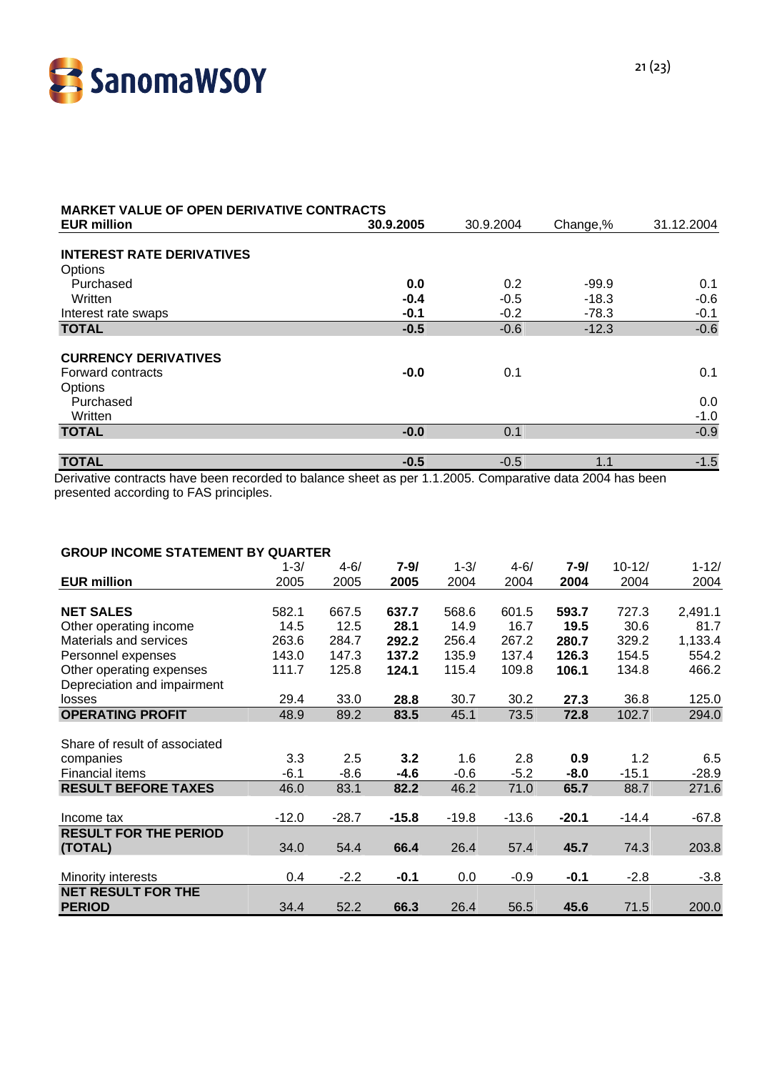**MARKET VALUE OF OPEN DERIVATIVE CONTRACTS**

| EUR million | 30.9.2005 | 30.9.2004 | Change,% | 31.12.2004 |
|---|---|---|---|---|
| **INTEREST RATE DERIVATIVES** | | | | |
| Options | | | | |
| Purchased | **0.0** | 0.2 | -99.9 | 0.1 |
| Written | **-0.4** | -0.5 | -18.3 | -0.6 |
| Interest rate swaps | **-0.1** | -0.2 | -78.3 | -0.1 |
| **TOTAL** | **-0.5** | -0.6 | -12.3 | -0.6 |
| **CURRENCY DERIVATIVES** | | | | |
| Forward contracts | **-0.0** | 0.1 | | 0.1 |
| Options | | | | |
| Purchased | | | | 0.0 |
| Written | | | | -1.0 |
| **TOTAL** | **-0.0** | 0.1 | | -0.9 |
| **TOTAL** | **-0.5** | -0.5 | 1.1 | -1.5 |

Derivative contracts have been recorded to balance sheet as per 1.1.2005. Comparative data 2004 has been presented according to FAS principles.

**GROUP INCOME STATEMENT BY QUARTER**

| EUR million | 1-3/ 2005 | 4-6/ 2005 | **7-9/ 2005** | 1-3/ 2004 | 4-6/ 2004 | **7-9/ 2004** | 10-12/ 2004 | 1-12/ 2004 |
|---|---|---|---|---|---|---|---|---|
| **NET SALES** | 582.1 | 667.5 | **637.7** | 568.6 | 601.5 | **593.7** | 727.3 | 2,491.1 |
| Other operating income | 14.5 | 12.5 | **28.1** | 14.9 | 16.7 | **19.5** | 30.6 | 81.7 |
| Materials and services | 263.6 | 284.7 | **292.2** | 256.4 | 267.2 | **280.7** | 329.2 | 1,133.4 |
| Personnel expenses | 143.0 | 147.3 | **137.2** | 135.9 | 137.4 | **126.3** | 154.5 | 554.2 |
| Other operating expenses | 111.7 | 125.8 | **124.1** | 115.4 | 109.8 | **106.1** | 134.8 | 466.2 |
| Depreciation and impairment losses | 29.4 | 33.0 | **28.8** | 30.7 | 30.2 | **27.3** | 36.8 | 125.0 |
| **OPERATING PROFIT** | 48.9 | 89.2 | **83.5** | 45.1 | 73.5 | **72.8** | 102.7 | 294.0 |
| Share of result of associated companies | 3.3 | 2.5 | **3.2** | 1.6 | 2.8 | **0.9** | 1.2 | 6.5 |
| Financial items | -6.1 | -8.6 | **-4.6** | -0.6 | -5.2 | **-8.0** | -15.1 | -28.9 |
| **RESULT BEFORE TAXES** | 46.0 | 83.1 | **82.2** | 46.2 | 71.0 | **65.7** | 88.7 | 271.6 |
| Income tax | -12.0 | -28.7 | **-15.8** | -19.8 | -13.6 | **-20.1** | -14.4 | -67.8 |
| **RESULT FOR THE PERIOD (TOTAL)** | 34.0 | 54.4 | **66.4** | 26.4 | 57.4 | **45.7** | 74.3 | 203.8 |
| Minority interests | 0.4 | -2.2 | **-0.1** | 0.0 | -0.9 | **-0.1** | -2.8 | -3.8 |
| **NET RESULT FOR THE PERIOD** | 34.4 | 52.2 | **66.3** | 26.4 | 56.5 | **45.6** | 71.5 | 200.0 |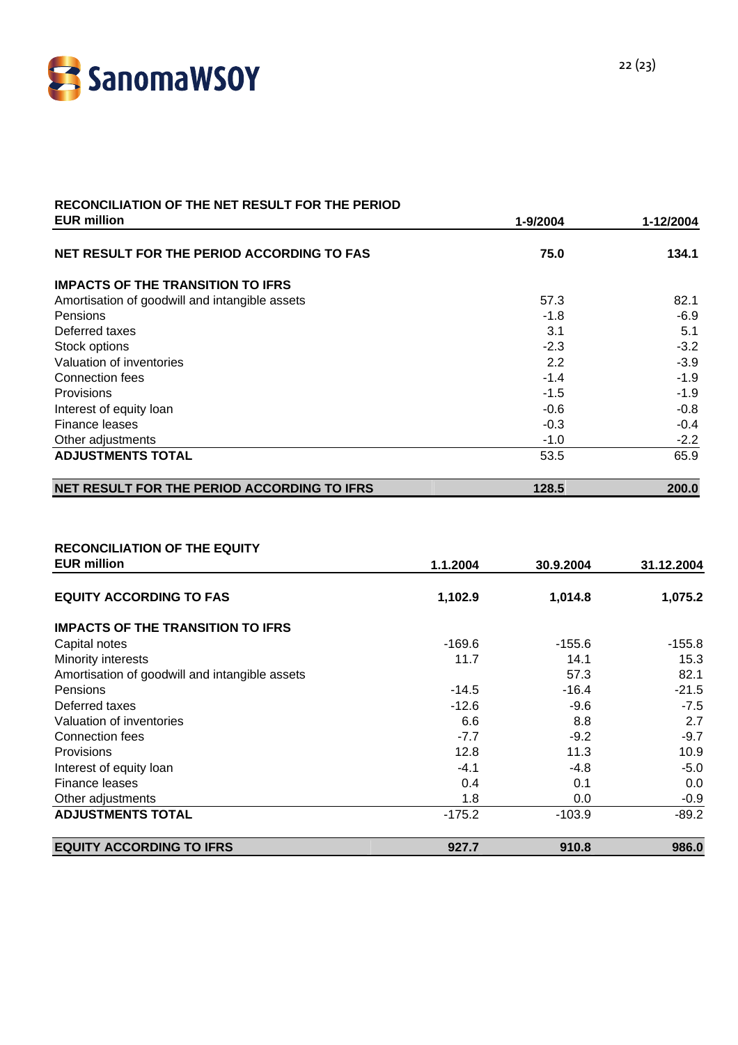## RECONCILIATION OF THE NET RESULT FOR THE PERIOD

| EUR million | 1-9/2004 | 1-12/2004 |
|---|---|---|
| **NET RESULT FOR THE PERIOD ACCORDING TO FAS** | **75.0** | **134.1** |
| **IMPACTS OF THE TRANSITION TO IFRS** | | |
| Amortisation of goodwill and intangible assets | 57.3 | 82.1 |
| Pensions | -1.8 | -6.9 |
| Deferred taxes | 3.1 | 5.1 |
| Stock options | -2.3 | -3.2 |
| Valuation of inventories | 2.2 | -3.9 |
| Connection fees | -1.4 | -1.9 |
| Provisions | -1.5 | -1.9 |
| Interest of equity loan | -0.6 | -0.8 |
| Finance leases | -0.3 | -0.4 |
| Other adjustments | -1.0 | -2.2 |
| **ADJUSTMENTS TOTAL** | 53.5 | 65.9 |
| **NET RESULT FOR THE PERIOD ACCORDING TO IFRS** | **128.5** | **200.0** |

## RECONCILIATION OF THE EQUITY

| EUR million | 1.1.2004 | 30.9.2004 | 31.12.2004 |
|---|---|---|---|
| **EQUITY ACCORDING TO FAS** | **1,102.9** | **1,014.8** | **1,075.2** |
| **IMPACTS OF THE TRANSITION TO IFRS** | | | |
| Capital notes | -169.6 | -155.6 | -155.8 |
| Minority interests | 11.7 | 14.1 | 15.3 |
| Amortisation of goodwill and intangible assets | | 57.3 | 82.1 |
| Pensions | -14.5 | -16.4 | -21.5 |
| Deferred taxes | -12.6 | -9.6 | -7.5 |
| Valuation of inventories | 6.6 | 8.8 | 2.7 |
| Connection fees | -7.7 | -9.2 | -9.7 |
| Provisions | 12.8 | 11.3 | 10.9 |
| Interest of equity loan | -4.1 | -4.8 | -5.0 |
| Finance leases | 0.4 | 0.1 | 0.0 |
| Other adjustments | 1.8 | 0.0 | -0.9 |
| **ADJUSTMENTS TOTAL** | -175.2 | -103.9 | -89.2 |
| **EQUITY ACCORDING TO IFRS** | **927.7** | **910.8** | **986.0** |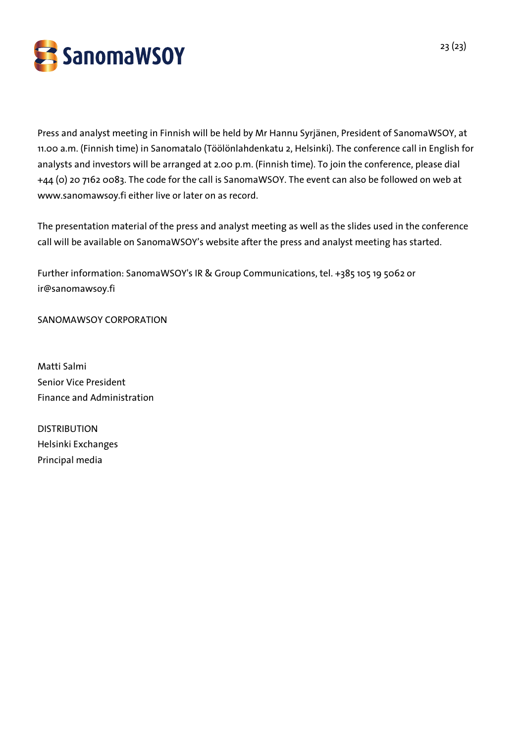Press and analyst meeting in Finnish will be held by Mr Hannu Syrjänen, President of SanomaWSOY, at 11.00 a.m. (Finnish time) in Sanomatalo (Töölönlahdenkatu 2, Helsinki). The conference call in English for analysts and investors will be arranged at 2.00 p.m. (Finnish time). To join the conference, please dial +44 (0) 20 7162 0083. The code for the call is SanomaWSOY. The event can also be followed on web at www.sanomawsoy.fi either live or later on as record.

The presentation material of the press and analyst meeting as well as the slides used in the conference call will be available on SanomaWSOY's website after the press and analyst meeting has started.

Further information: SanomaWSOY's IR & Group Communications, tel. +385 105 19 5062 or ir@sanomawsoy.fi

SANOMAWSOY CORPORATION

Matti Salmi
Senior Vice President
Finance and Administration

DISTRIBUTION
Helsinki Exchanges
Principal media